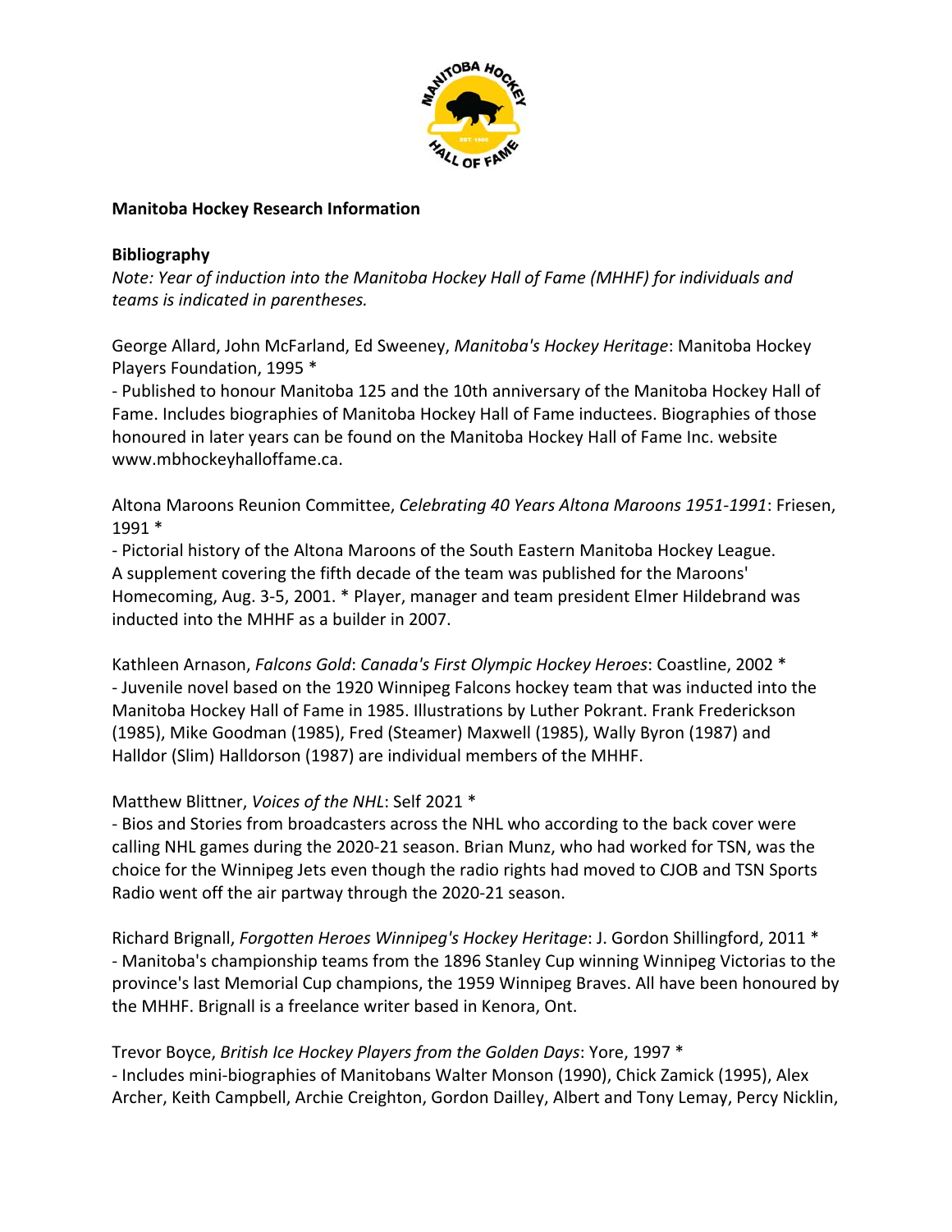**Manitoba Hockey Research Information**

**Bibliography**

*Note: Year of induction into the Manitoba Hockey Hall of Fame (MHHF) for individuals and teams is indicated in parentheses.*

George Allard, John McFarland, Ed Sweeney, *Manitoba's Hockey Heritage*: Manitoba Hockey Players Foundation, 1995 *

- Published to honour Manitoba 125 and the 10th anniversary of the Manitoba Hockey Hall of Fame. Includes biographies of Manitoba Hockey Hall of Fame inductees. Biographies of those honoured in later years can be found on the Manitoba Hockey Hall of Fame Inc. website www.mbhockeyhalloffame.ca.

Altona Maroons Reunion Committee, *Celebrating 40 Years Altona Maroons 1951-1991*: Friesen, 1991 *

- Pictorial history of the Altona Maroons of the South Eastern Manitoba Hockey League. A supplement covering the fifth decade of the team was published for the Maroons' Homecoming, Aug. 3-5, 2001. * Player, manager and team president Elmer Hildebrand was inducted into the MHHF as a builder in 2007.

Kathleen Arnason, *Falcons Gold*: *Canada's First Olympic Hockey Heroes*: Coastline, 2002 *

- Juvenile novel based on the 1920 Winnipeg Falcons hockey team that was inducted into the Manitoba Hockey Hall of Fame in 1985. Illustrations by Luther Pokrant. Frank Fredrickson (1985), Mike Goodman (1985), Fred (Steamer) Maxwell (1985), Wally Byron (1987) and Halldor (Slim) Halldorson (1987) are individual members of the MHHF.

Matthew Blittner, *Voices of the NHL*: Self 2021 *

- Bios and Stories from broadcasters across the NHL who according to the back cover were calling NHL games during the 2020-21 season. Brian Munz, who had worked for TSN, was the choice for the Winnipeg Jets even though the radio rights had moved to CJOB and TSN Sports Radio went off the air partway through the 2020-21 season.

Richard Brignall, *Forgotten Heroes Winnipeg's Hockey Heritage*: J. Gordon Shillingford, 2011 *

- Manitoba's championship teams from the 1896 Stanley Cup winning Winnipeg Victorias to the province's last Memorial Cup champions, the 1959 Winnipeg Braves. All have been honoured by the MHHF. Brignall is a freelance writer based in Kenora, Ont.

Trevor Boyce, *British Ice Hockey Players from the Golden Days*: Yore, 1997 *

- Includes mini-biographies of Manitobans Walter Monson (1990), Chick Zamick (1995), Alex Archer, Keith Campbell, Archie Creighton, Gordon Dailley, Albert and Tony Lemay, Percy Nicklin,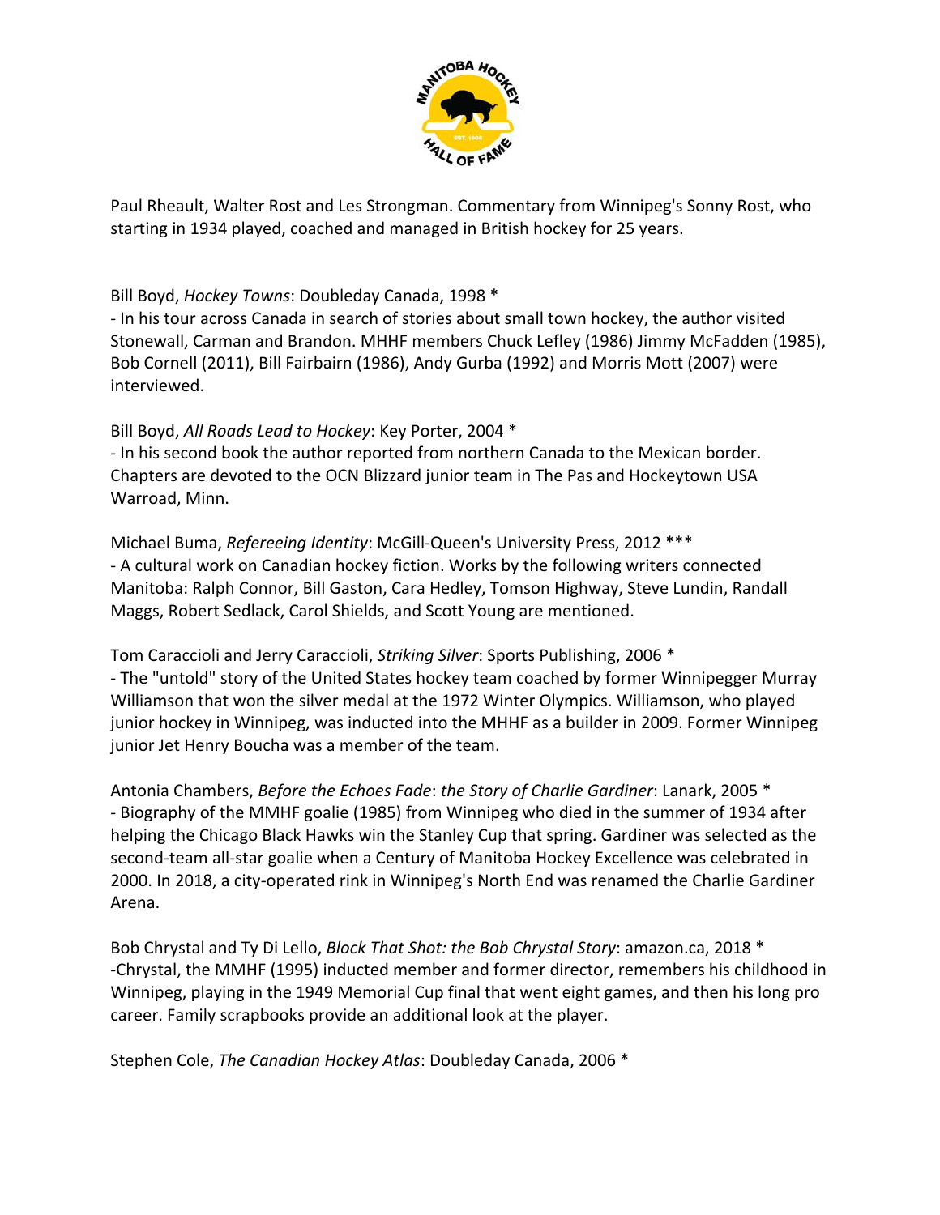Paul Rheault, Walter Rost and Les Strongman. Commentary from Winnipeg's Sonny Rost, who starting in 1934 played, coached and managed in British hockey for 25 years.

Bill Boyd, *Hockey Towns*: Doubleday Canada, 1998 *
- In his tour across Canada in search of stories about small town hockey, the author visited Stonewall, Carman and Brandon. MHHF members Chuck Lefley (1986) Jimmy McFadden (1985), Bob Cornell (2011), Bill Fairbairn (1986), Andy Gurba (1992) and Morris Mott (2007) were interviewed.

Bill Boyd, *All Roads Lead to Hockey*: Key Porter, 2004 *
- In his second book the author reported from northern Canada to the Mexican border. Chapters are devoted to the OCN Blizzard junior team in The Pas and Hockeytown USA Warroad, Minn.

Michael Buma, *Refereeing Identity*: McGill-Queen's University Press, 2012 ***
- A cultural work on Canadian hockey fiction. Works by the following writers connected Manitoba: Ralph Connor, Bill Gaston, Cara Hedley, Tomson Highway, Steve Lundin, Randall Maggs, Robert Sedlack, Carol Shields, and Scott Young are mentioned.

Tom Caraccioli and Jerry Caraccioli, *Striking Silver*: Sports Publishing, 2006 *
- The "untold" story of the United States hockey team coached by former Winnipegger Murray Williamson that won the silver medal at the 1972 Winter Olympics. Williamson, who played junior hockey in Winnipeg, was inducted into the MHHF as a builder in 2009. Former Winnipeg junior Jet Henry Boucha was a member of the team.

Antonia Chambers, *Before the Echoes Fade*: *the Story of Charlie Gardiner*: Lanark, 2005 *
- Biography of the MMHF goalie (1985) from Winnipeg who died in the summer of 1934 after helping the Chicago Black Hawks win the Stanley Cup that spring. Gardiner was selected as the second-team all-star goalie when a Century of Manitoba Hockey Excellence was celebrated in 2000. In 2018, a city-operated rink in Winnipeg's North End was renamed the Charlie Gardiner Arena.

Bob Chrystal and Ty Di Lello, *Block That Shot: the Bob Chrystal Story*: amazon.ca, 2018 *
-Chrystal, the MMHF (1995) inducted member and former director, remembers his childhood in Winnipeg, playing in the 1949 Memorial Cup final that went eight games, and then his long pro career. Family scrapbooks provide an additional look at the player.

Stephen Cole, *The Canadian Hockey Atlas*: Doubleday Canada, 2006 *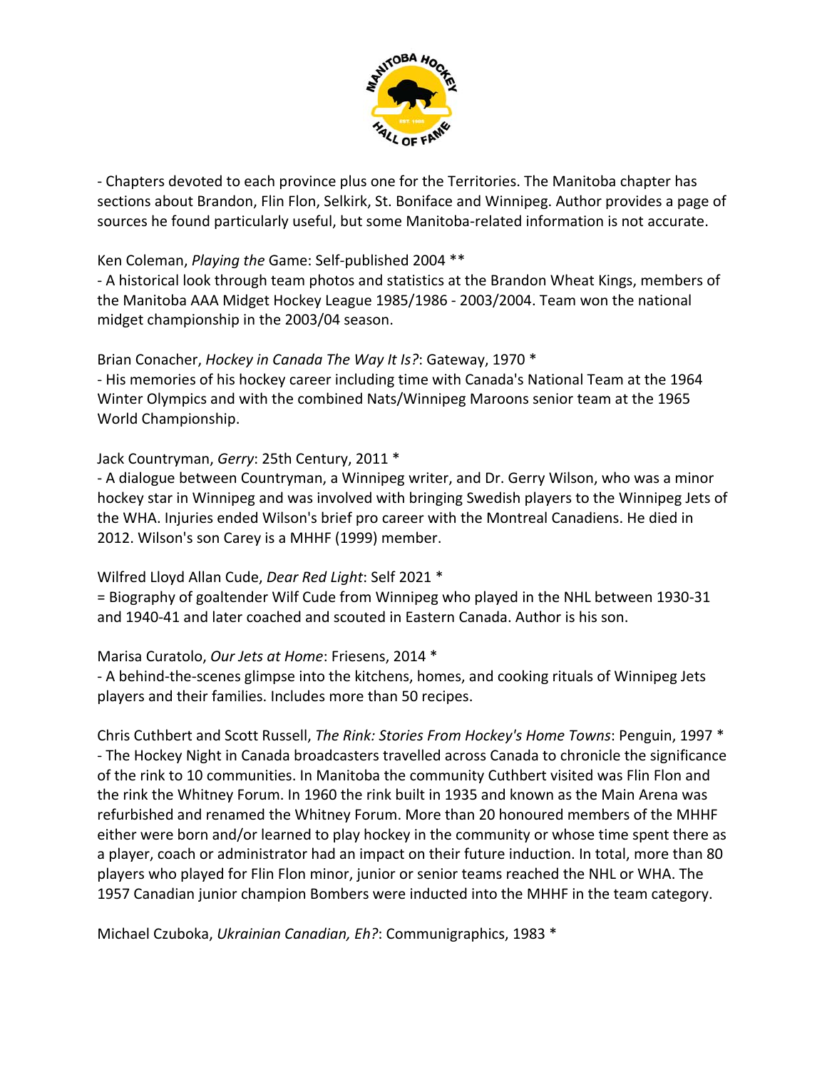- Chapters devoted to each province plus one for the Territories. The Manitoba chapter has sections about Brandon, Flin Flon, Selkirk, St. Boniface and Winnipeg. Author provides a page of sources he found particularly useful, but some Manitoba-related information is not accurate.

Ken Coleman, *Playing the* Game: Self-published 2004 **
- A historical look through team photos and statistics at the Brandon Wheat Kings, members of the Manitoba AAA Midget Hockey League 1985/1986 - 2003/2004. Team won the national midget championship in the 2003/04 season.

Brian Conacher, *Hockey in Canada The Way It Is?*: Gateway, 1970 *
- His memories of his hockey career including time with Canada's National Team at the 1964 Winter Olympics and with the combined Nats/Winnipeg Maroons senior team at the 1965 World Championship.

Jack Countryman, *Gerry*: 25th Century, 2011 *
- A dialogue between Countryman, a Winnipeg writer, and Dr. Gerry Wilson, who was a minor hockey star in Winnipeg and was involved with bringing Swedish players to the Winnipeg Jets of the WHA. Injuries ended Wilson's brief pro career with the Montreal Canadiens. He died in 2012. Wilson's son Carey is a MHHF (1999) member.

Wilfred Lloyd Allan Cude, *Dear Red Light*: Self 2021 *
= Biography of goaltender Wilf Cude from Winnipeg who played in the NHL between 1930-31 and 1940-41 and later coached and scouted in Eastern Canada. Author is his son.

Marisa Curatolo, *Our Jets at Home*: Friesens, 2014 *
- A behind-the-scenes glimpse into the kitchens, homes, and cooking rituals of Winnipeg Jets players and their families. Includes more than 50 recipes.

Chris Cuthbert and Scott Russell, *The Rink: Stories From Hockey's Home Towns*: Penguin, 1997 *
- The Hockey Night in Canada broadcasters travelled across Canada to chronicle the significance of the rink to 10 communities. In Manitoba the community Cuthbert visited was Flin Flon and the rink the Whitney Forum. In 1960 the rink built in 1935 and known as the Main Arena was refurbished and renamed the Whitney Forum. More than 20 honoured members of the MHHF either were born and/or learned to play hockey in the community or whose time spent there as a player, coach or administrator had an impact on their future induction. In total, more than 80 players who played for Flin Flon minor, junior or senior teams reached the NHL or WHA. The 1957 Canadian junior champion Bombers were inducted into the MHHF in the team category.

Michael Czuboka, *Ukrainian Canadian, Eh?*: Communigraphics, 1983 *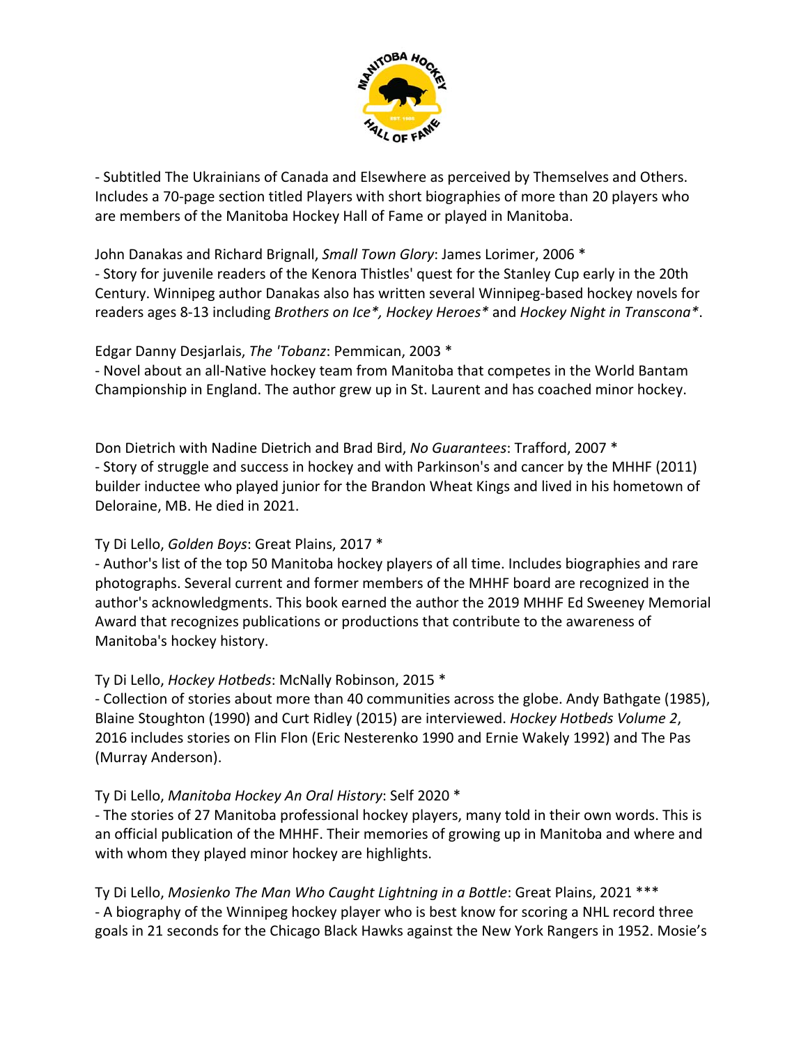- Subtitled The Ukrainians of Canada and Elsewhere as perceived by Themselves and Others. Includes a 70-page section titled Players with short biographies of more than 20 players who are members of the Manitoba Hockey Hall of Fame or played in Manitoba.

John Danakas and Richard Brignall, *Small Town Glory*: James Lorimer, 2006 *
- Story for juvenile readers of the Kenora Thistles' quest for the Stanley Cup early in the 20th Century. Winnipeg author Danakas also has written several Winnipeg-based hockey novels for readers ages 8-13 including *Brothers on Ice*, Hockey Heroes** and *Hockey Night in Transcona**.

Edgar Danny Desjarlais, *The 'Tobanz*: Pemmican, 2003 *
- Novel about an all-Native hockey team from Manitoba that competes in the World Bantam Championship in England. The author grew up in St. Laurent and has coached minor hockey.

Don Dietrich with Nadine Dietrich and Brad Bird, *No Guarantees*: Trafford, 2007 *
- Story of struggle and success in hockey and with Parkinson's and cancer by the MHHF (2011) builder inductee who played junior for the Brandon Wheat Kings and lived in his hometown of Deloraine, MB. He died in 2021.

Ty Di Lello, *Golden Boys*: Great Plains, 2017 *
- Author's list of the top 50 Manitoba hockey players of all time. Includes biographies and rare photographs. Several current and former members of the MHHF board are recognized in the author's acknowledgments. This book earned the author the 2019 MHHF Ed Sweeney Memorial Award that recognizes publications or productions that contribute to the awareness of Manitoba's hockey history.

Ty Di Lello, *Hockey Hotbeds*: McNally Robinson, 2015 *
- Collection of stories about more than 40 communities across the globe. Andy Bathgate (1985), Blaine Stoughton (1990) and Curt Ridley (2015) are interviewed. *Hockey Hotbeds Volume 2*, 2016 includes stories on Flin Flon (Eric Nesterenko 1990 and Ernie Wakely 1992) and The Pas (Murray Anderson).

Ty Di Lello, *Manitoba Hockey An Oral History*: Self 2020 *
- The stories of 27 Manitoba professional hockey players, many told in their own words. This is an official publication of the MHHF. Their memories of growing up in Manitoba and where and with whom they played minor hockey are highlights.

Ty Di Lello, *Mosienko The Man Who Caught Lightning in a Bottle*: Great Plains, 2021 ***
- A biography of the Winnipeg hockey player who is best know for scoring a NHL record three goals in 21 seconds for the Chicago Black Hawks against the New York Rangers in 1952. Mosie's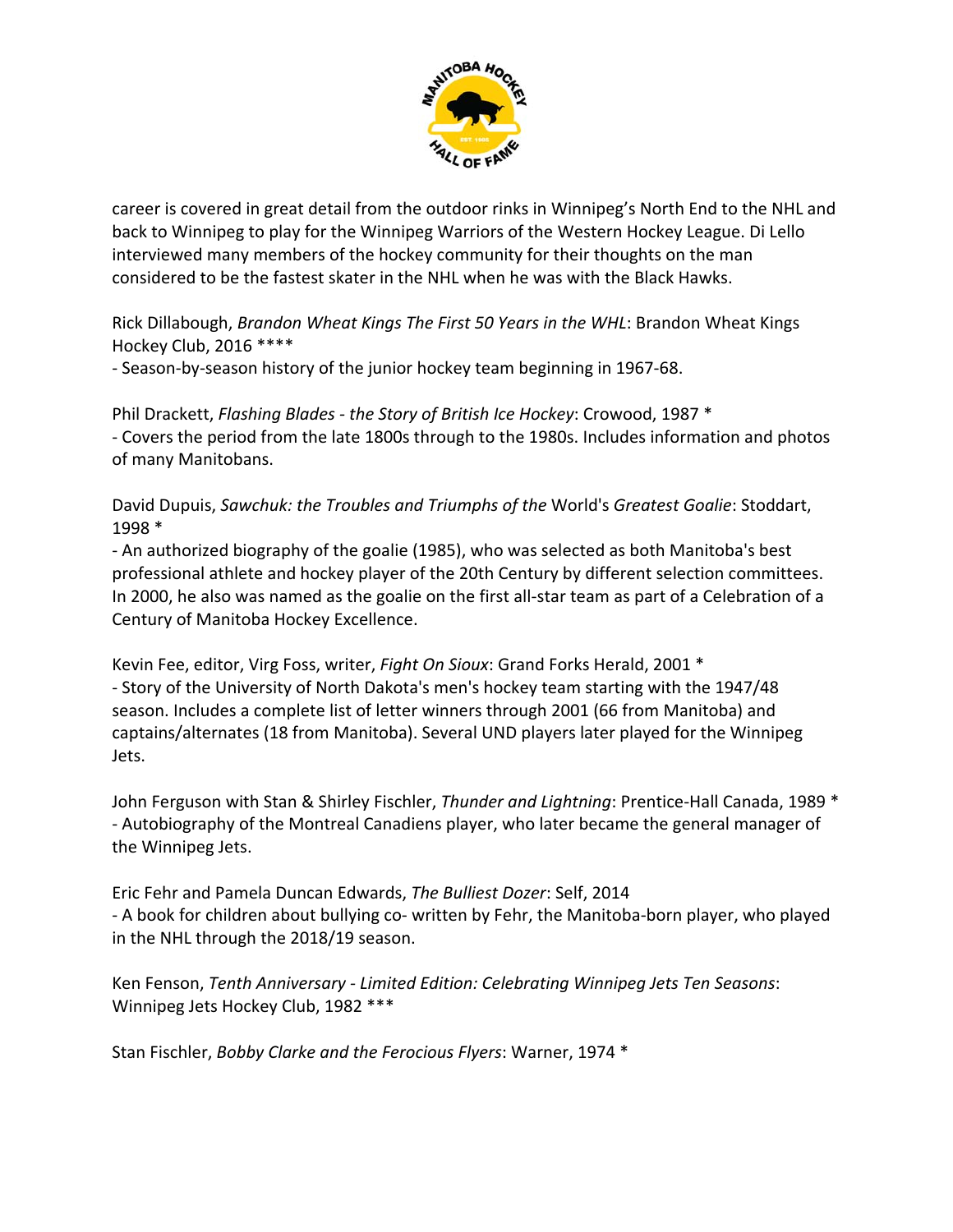career is covered in great detail from the outdoor rinks in Winnipeg's North End to the NHL and back to Winnipeg to play for the Winnipeg Warriors of the Western Hockey League. Di Lello interviewed many members of the hockey community for their thoughts on the man considered to be the fastest skater in the NHL when he was with the Black Hawks.

Rick Dillabough, *Brandon Wheat Kings The First 50 Years in the WHL*: Brandon Wheat Kings Hockey Club, 2016 ****
- Season-by-season history of the junior hockey team beginning in 1967-68.

Phil Drackett, *Flashing Blades - the Story of British Ice Hockey*: Crowood, 1987 *
- Covers the period from the late 1800s through to the 1980s. Includes information and photos of many Manitobans.

David Dupuis, *Sawchuk: the Troubles and Triumphs of the* World's *Greatest Goalie*: Stoddart, 1998 *
- An authorized biography of the goalie (1985), who was selected as both Manitoba's best professional athlete and hockey player of the 20th Century by different selection committees. In 2000, he also was named as the goalie on the first all-star team as part of a Celebration of a Century of Manitoba Hockey Excellence.

Kevin Fee, editor, Virg Foss, writer, *Fight On Sioux*: Grand Forks Herald, 2001 *
- Story of the University of North Dakota's men's hockey team starting with the 1947/48 season. Includes a complete list of letter winners through 2001 (66 from Manitoba) and captains/alternates (18 from Manitoba). Several UND players later played for the Winnipeg Jets.

John Ferguson with Stan & Shirley Fischler, *Thunder and Lightning*: Prentice-Hall Canada, 1989 *
- Autobiography of the Montreal Canadiens player, who later became the general manager of the Winnipeg Jets.

Eric Fehr and Pamela Duncan Edwards, *The Bulliest Dozer*: Self, 2014
- A book for children about bullying co- written by Fehr, the Manitoba-born player, who played in the NHL through the 2018/19 season.

Ken Fenson, *Tenth Anniversary - Limited Edition: Celebrating Winnipeg Jets Ten Seasons*: Winnipeg Jets Hockey Club, 1982 ***

Stan Fischler, *Bobby Clarke and the Ferocious Flyers*: Warner, 1974 *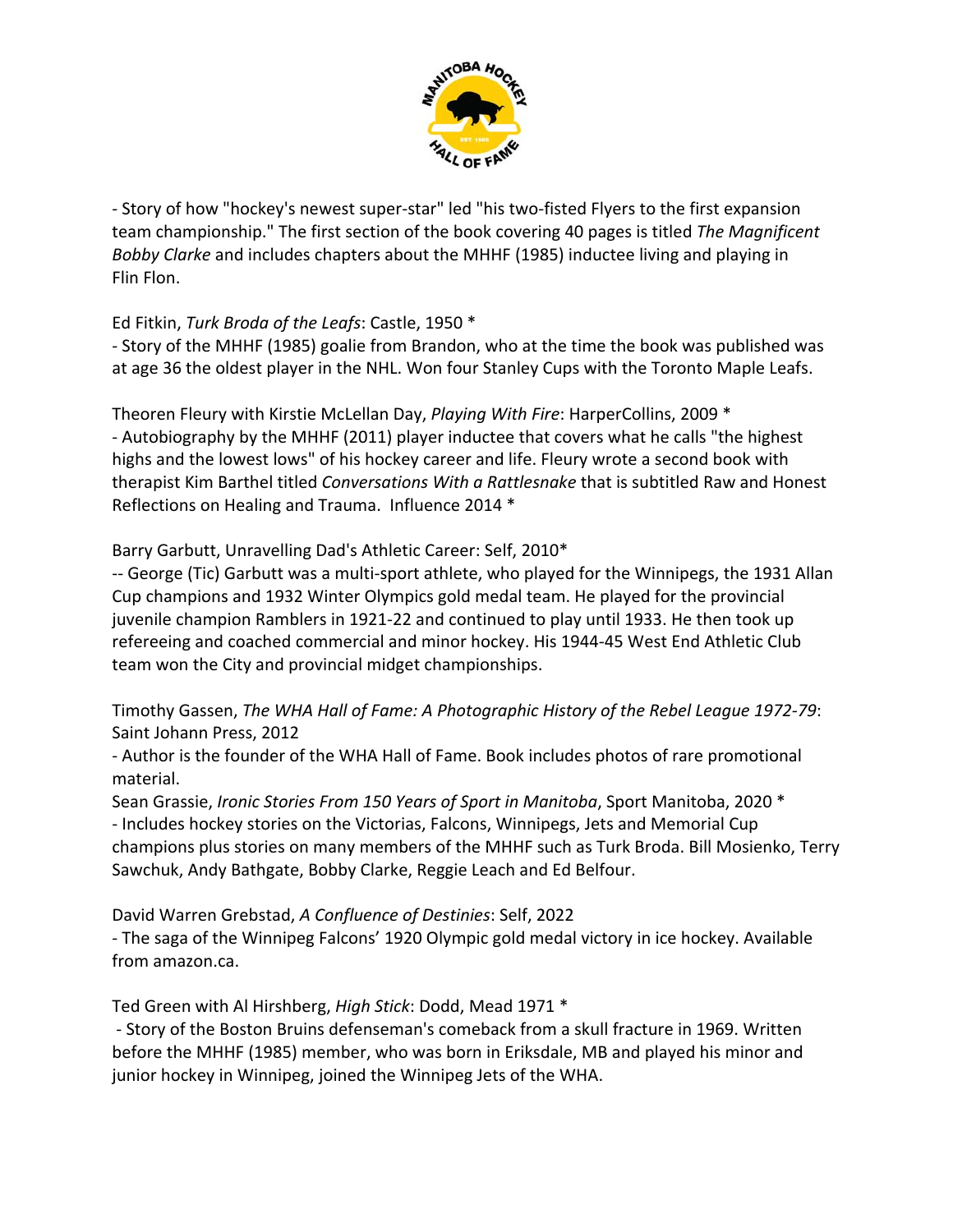- Story of how "hockey's newest super-star" led "his two-fisted Flyers to the first expansion team championship." The first section of the book covering 40 pages is titled *The Magnificent Bobby Clarke* and includes chapters about the MHHF (1985) inductee living and playing in Flin Flon.

Ed Fitkin, *Turk Broda of the Leafs*: Castle, 1950 *
- Story of the MHHF (1985) goalie from Brandon, who at the time the book was published was at age 36 the oldest player in the NHL. Won four Stanley Cups with the Toronto Maple Leafs.

Theoren Fleury with Kirstie McLellan Day, *Playing With Fire*: HarperCollins, 2009 *
- Autobiography by the MHHF (2011) player inductee that covers what he calls "the highest highs and the lowest lows" of his hockey career and life. Fleury wrote a second book with therapist Kim Barthel titled *Conversations With a Rattlesnake* that is subtitled Raw and Honest Reflections on Healing and Trauma. Influence 2014 *

Barry Garbutt, Unravelling Dad's Athletic Career: Self, 2010*
-- George (Tic) Garbutt was a multi-sport athlete, who played for the Winnipegs, the 1931 Allan Cup champions and 1932 Winter Olympics gold medal team. He played for the provincial juvenile champion Ramblers in 1921-22 and continued to play until 1933. He then took up refereeing and coached commercial and minor hockey. His 1944-45 West End Athletic Club team won the City and provincial midget championships.

Timothy Gassen, *The WHA Hall of Fame: A Photographic History of the Rebel League 1972-79*: Saint Johann Press, 2012
- Author is the founder of the WHA Hall of Fame. Book includes photos of rare promotional material.

Sean Grassie, *Ironic Stories From 150 Years of Sport in Manitoba*, Sport Manitoba, 2020 *
- Includes hockey stories on the Victorias, Falcons, Winnipegs, Jets and Memorial Cup champions plus stories on many members of the MHHF such as Turk Broda. Bill Mosienko, Terry Sawchuk, Andy Bathgate, Bobby Clarke, Reggie Leach and Ed Belfour.

David Warren Grebstad, *A Confluence of Destinies*: Self, 2022
- The saga of the Winnipeg Falcons' 1920 Olympic gold medal victory in ice hockey. Available from amazon.ca.

Ted Green with Al Hirshberg, *High Stick*: Dodd, Mead 1971 *
- Story of the Boston Bruins defenseman's comeback from a skull fracture in 1969. Written before the MHHF (1985) member, who was born in Eriksdale, MB and played his minor and junior hockey in Winnipeg, joined the Winnipeg Jets of the WHA.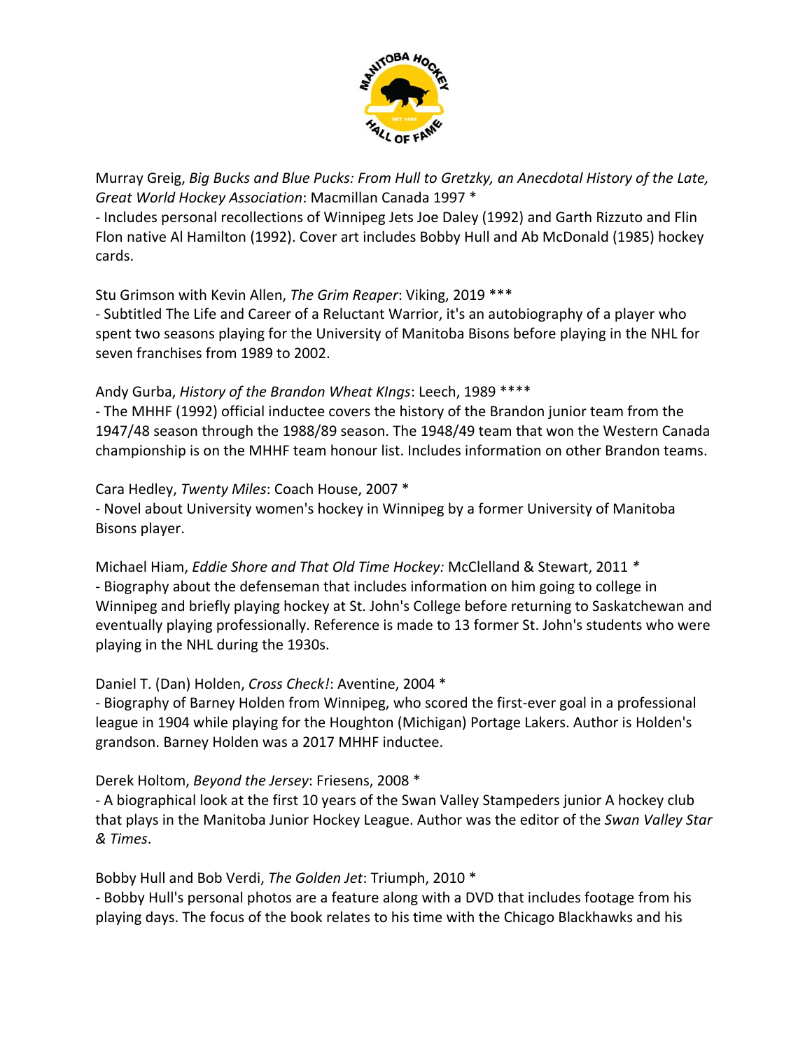Murray Greig, *Big Bucks and Blue Pucks: From Hull to Gretzky, an Anecdotal History of the Late, Great World Hockey Association*: Macmillan Canada 1997 *
- Includes personal recollections of Winnipeg Jets Joe Daley (1992) and Garth Rizzuto and Flin Flon native Al Hamilton (1992). Cover art includes Bobby Hull and Ab McDonald (1985) hockey cards.

Stu Grimson with Kevin Allen, *The Grim Reaper*: Viking, 2019 ***
- Subtitled The Life and Career of a Reluctant Warrior, it's an autobiography of a player who spent two seasons playing for the University of Manitoba Bisons before playing in the NHL for seven franchises from 1989 to 2002.

Andy Gurba, *History of the Brandon Wheat KIngs*: Leech, 1989 ****
- The MHHF (1992) official inductee covers the history of the Brandon junior team from the 1947/48 season through the 1988/89 season. The 1948/49 team that won the Western Canada championship is on the MHHF team honour list. Includes information on other Brandon teams.

Cara Hedley, *Twenty Miles*: Coach House, 2007 *
- Novel about University women's hockey in Winnipeg by a former University of Manitoba Bisons player.

Michael Hiam, *Eddie Shore and That Old Time Hockey:* McClelland & Stewart, 2011 *
- Biography about the defenseman that includes information on him going to college in Winnipeg and briefly playing hockey at St. John's College before returning to Saskatchewan and eventually playing professionally. Reference is made to 13 former St. John's students who were playing in the NHL during the 1930s.

Daniel T. (Dan) Holden, *Cross Check!*: Aventine, 2004 *
- Biography of Barney Holden from Winnipeg, who scored the first-ever goal in a professional league in 1904 while playing for the Houghton (Michigan) Portage Lakers. Author is Holden's grandson. Barney Holden was a 2017 MHHF inductee.

Derek Holtom, *Beyond the Jersey*: Friesens, 2008 *
- A biographical look at the first 10 years of the Swan Valley Stampeders junior A hockey club that plays in the Manitoba Junior Hockey League. Author was the editor of the *Swan Valley Star & Times*.

Bobby Hull and Bob Verdi, *The Golden Jet*: Triumph, 2010 *
- Bobby Hull's personal photos are a feature along with a DVD that includes footage from his playing days. The focus of the book relates to his time with the Chicago Blackhawks and his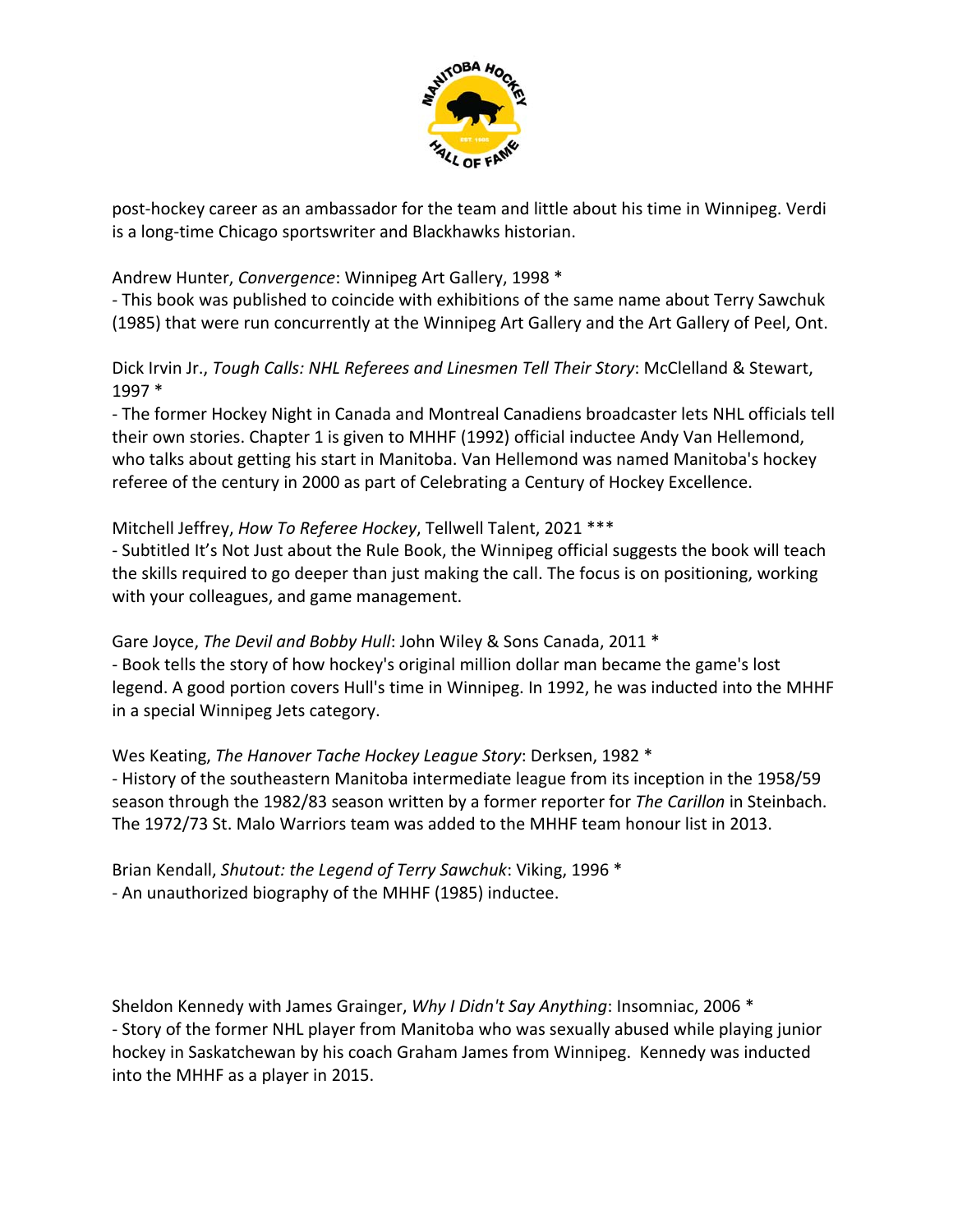post-hockey career as an ambassador for the team and little about his time in Winnipeg. Verdi is a long-time Chicago sportswriter and Blackhawks historian.

Andrew Hunter, *Convergence*: Winnipeg Art Gallery, 1998 *
- This book was published to coincide with exhibitions of the same name about Terry Sawchuk (1985) that were run concurrently at the Winnipeg Art Gallery and the Art Gallery of Peel, Ont.

Dick Irvin Jr., *Tough Calls: NHL Referees and Linesmen Tell Their Story*: McClelland & Stewart, 1997 *
- The former Hockey Night in Canada and Montreal Canadiens broadcaster lets NHL officials tell their own stories. Chapter 1 is given to MHHF (1992) official inductee Andy Van Hellemond, who talks about getting his start in Manitoba. Van Hellemond was named Manitoba's hockey referee of the century in 2000 as part of Celebrating a Century of Hockey Excellence.

Mitchell Jeffrey, *How To Referee Hockey*, Tellwell Talent, 2021 ***
- Subtitled It's Not Just about the Rule Book, the Winnipeg official suggests the book will teach the skills required to go deeper than just making the call. The focus is on positioning, working with your colleagues, and game management.

Gare Joyce, *The Devil and Bobby Hull*: John Wiley & Sons Canada, 2011 *
- Book tells the story of how hockey's original million dollar man became the game's lost legend. A good portion covers Hull's time in Winnipeg. In 1992, he was inducted into the MHHF in a special Winnipeg Jets category.

Wes Keating, *The Hanover Tache Hockey League Story*: Derksen, 1982 *
- History of the southeastern Manitoba intermediate league from its inception in the 1958/59 season through the 1982/83 season written by a former reporter for *The Carillon* in Steinbach. The 1972/73 St. Malo Warriors team was added to the MHHF team honour list in 2013.

Brian Kendall, *Shutout: the Legend of Terry Sawchuk*: Viking, 1996 *
- An unauthorized biography of the MHHF (1985) inductee.

Sheldon Kennedy with James Grainger, *Why I Didn't Say Anything*: Insomniac, 2006 *
- Story of the former NHL player from Manitoba who was sexually abused while playing junior hockey in Saskatchewan by his coach Graham James from Winnipeg. Kennedy was inducted into the MHHF as a player in 2015.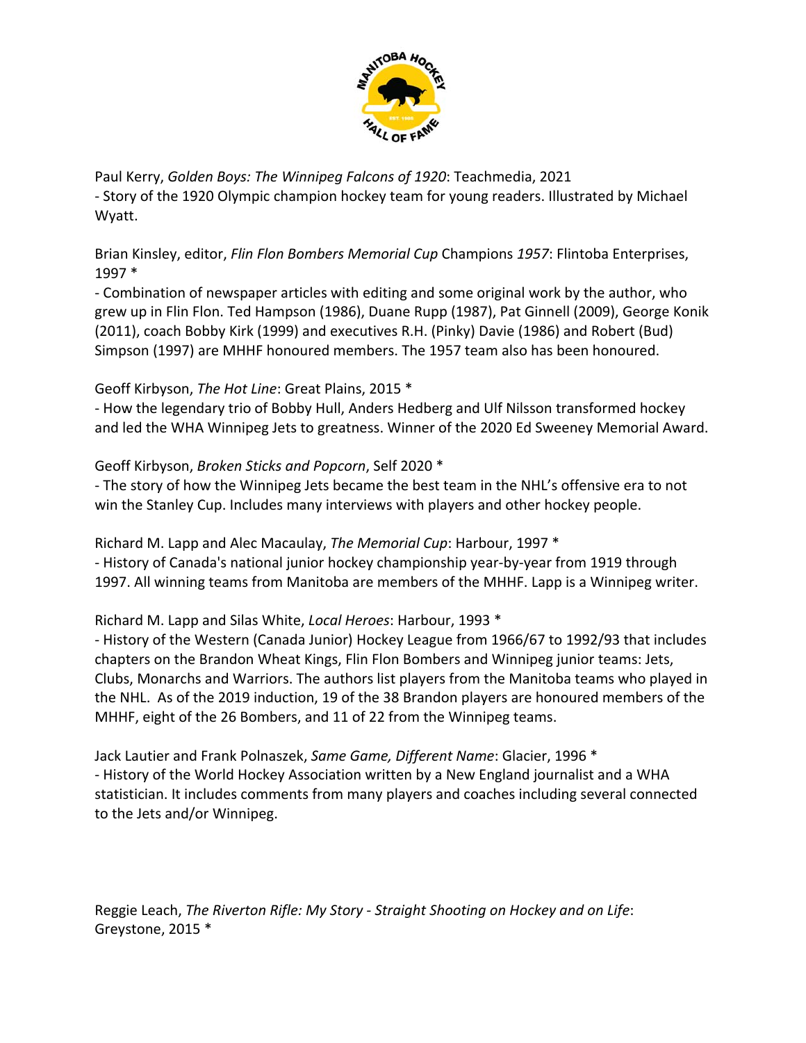Paul Kerry, *Golden Boys: The Winnipeg Falcons of 1920*: Teachmedia, 2021
- Story of the 1920 Olympic champion hockey team for young readers. Illustrated by Michael Wyatt.

Brian Kinsley, editor, *Flin Flon Bombers Memorial Cup* Champions *1957*: Flintoba Enterprises, 1997 *
- Combination of newspaper articles with editing and some original work by the author, who grew up in Flin Flon. Ted Hampson (1986), Duane Rupp (1987), Pat Ginnell (2009), George Konik (2011), coach Bobby Kirk (1999) and executives R.H. (Pinky) Davie (1986) and Robert (Bud) Simpson (1997) are MHHF honoured members. The 1957 team also has been honoured.

Geoff Kirbyson, *The Hot Line*: Great Plains, 2015 *
- How the legendary trio of Bobby Hull, Anders Hedberg and Ulf Nilsson transformed hockey and led the WHA Winnipeg Jets to greatness. Winner of the 2020 Ed Sweeney Memorial Award.

Geoff Kirbyson, *Broken Sticks and Popcorn*, Self 2020 *
- The story of how the Winnipeg Jets became the best team in the NHL's offensive era to not win the Stanley Cup. Includes many interviews with players and other hockey people.

Richard M. Lapp and Alec Macaulay, *The Memorial Cup*: Harbour, 1997 *
- History of Canada's national junior hockey championship year-by-year from 1919 through 1997. All winning teams from Manitoba are members of the MHHF. Lapp is a Winnipeg writer.

Richard M. Lapp and Silas White, *Local Heroes*: Harbour, 1993 *
- History of the Western (Canada Junior) Hockey League from 1966/67 to 1992/93 that includes chapters on the Brandon Wheat Kings, Flin Flon Bombers and Winnipeg junior teams: Jets, Clubs, Monarchs and Warriors. The authors list players from the Manitoba teams who played in the NHL. As of the 2019 induction, 19 of the 38 Brandon players are honoured members of the MHHF, eight of the 26 Bombers, and 11 of 22 from the Winnipeg teams.

Jack Lautier and Frank Polnaszek, *Same Game, Different Name*: Glacier, 1996 *
- History of the World Hockey Association written by a New England journalist and a WHA statistician. It includes comments from many players and coaches including several connected to the Jets and/or Winnipeg.

Reggie Leach, *The Riverton Rifle: My Story - Straight Shooting on Hockey and on Life*: Greystone, 2015 *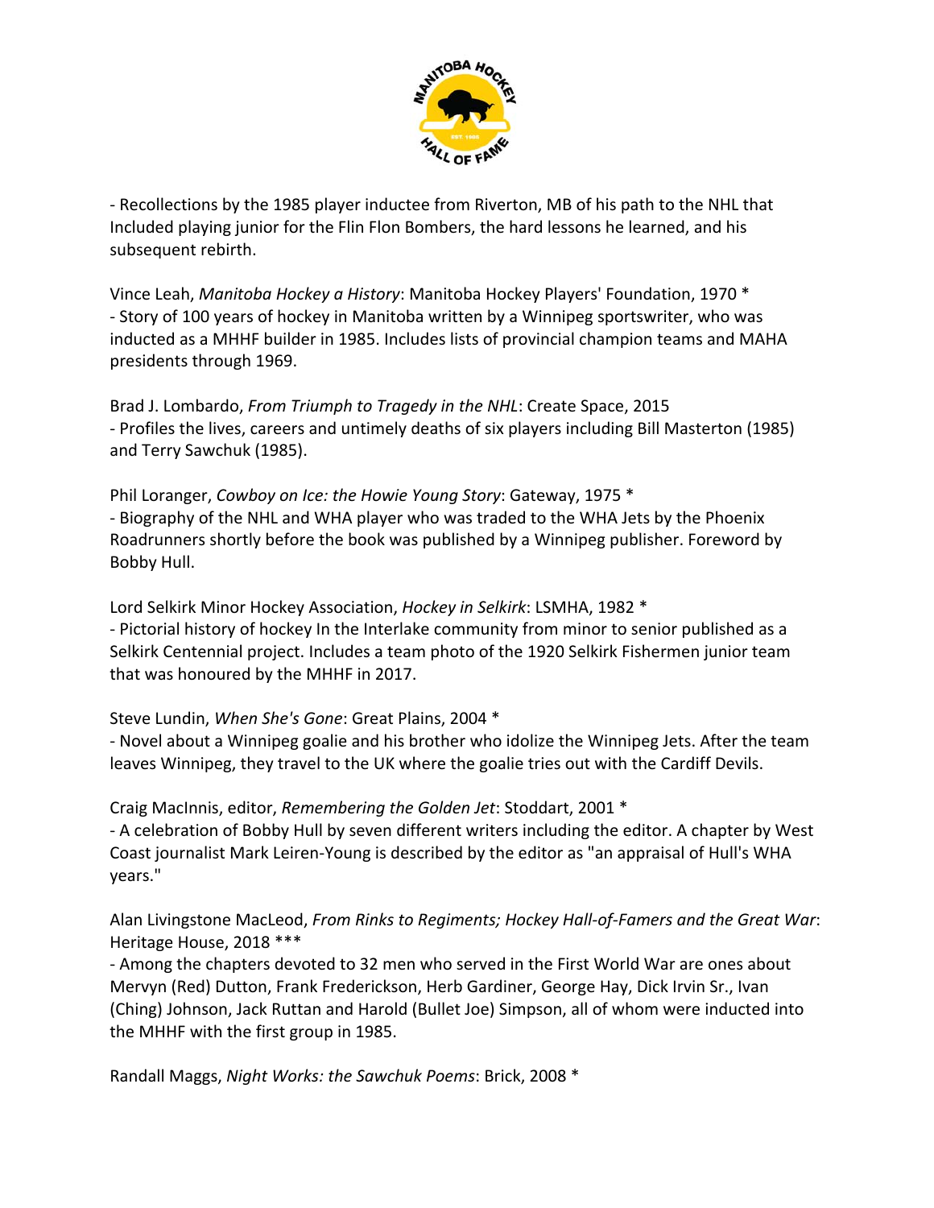- Recollections by the 1985 player inductee from Riverton, MB of his path to the NHL that Included playing junior for the Flin Flon Bombers, the hard lessons he learned, and his subsequent rebirth.

Vince Leah, *Manitoba Hockey a History*: Manitoba Hockey Players' Foundation, 1970 *
- Story of 100 years of hockey in Manitoba written by a Winnipeg sportswriter, who was inducted as a MHHF builder in 1985. Includes lists of provincial champion teams and MAHA presidents through 1969.

Brad J. Lombardo, *From Triumph to Tragedy in the NHL*: Create Space, 2015
- Profiles the lives, careers and untimely deaths of six players including Bill Masterton (1985) and Terry Sawchuk (1985).

Phil Loranger, *Cowboy on Ice: the Howie Young Story*: Gateway, 1975 *
- Biography of the NHL and WHA player who was traded to the WHA Jets by the Phoenix Roadrunners shortly before the book was published by a Winnipeg publisher. Foreword by Bobby Hull.

Lord Selkirk Minor Hockey Association, *Hockey in Selkirk*: LSMHA, 1982 *
- Pictorial history of hockey In the Interlake community from minor to senior published as a Selkirk Centennial project. Includes a team photo of the 1920 Selkirk Fishermen junior team that was honoured by the MHHF in 2017.

Steve Lundin, *When She's Gone*: Great Plains, 2004 *
- Novel about a Winnipeg goalie and his brother who idolize the Winnipeg Jets. After the team leaves Winnipeg, they travel to the UK where the goalie tries out with the Cardiff Devils.

Craig MacInnis, editor, *Remembering the Golden Jet*: Stoddart, 2001 *
- A celebration of Bobby Hull by seven different writers including the editor. A chapter by West Coast journalist Mark Leiren-Young is described by the editor as "an appraisal of Hull's WHA years."

Alan Livingstone MacLeod, *From Rinks to Regiments; Hockey Hall-of-Famers and the Great War*: Heritage House, 2018 ***
- Among the chapters devoted to 32 men who served in the First World War are ones about Mervyn (Red) Dutton, Frank Fredrickson, Herb Gardiner, George Hay, Dick Irvin Sr., Ivan (Ching) Johnson, Jack Ruttan and Harold (Bullet Joe) Simpson, all of whom were inducted into the MHHF with the first group in 1985.

Randall Maggs, *Night Works: the Sawchuk Poems*: Brick, 2008 *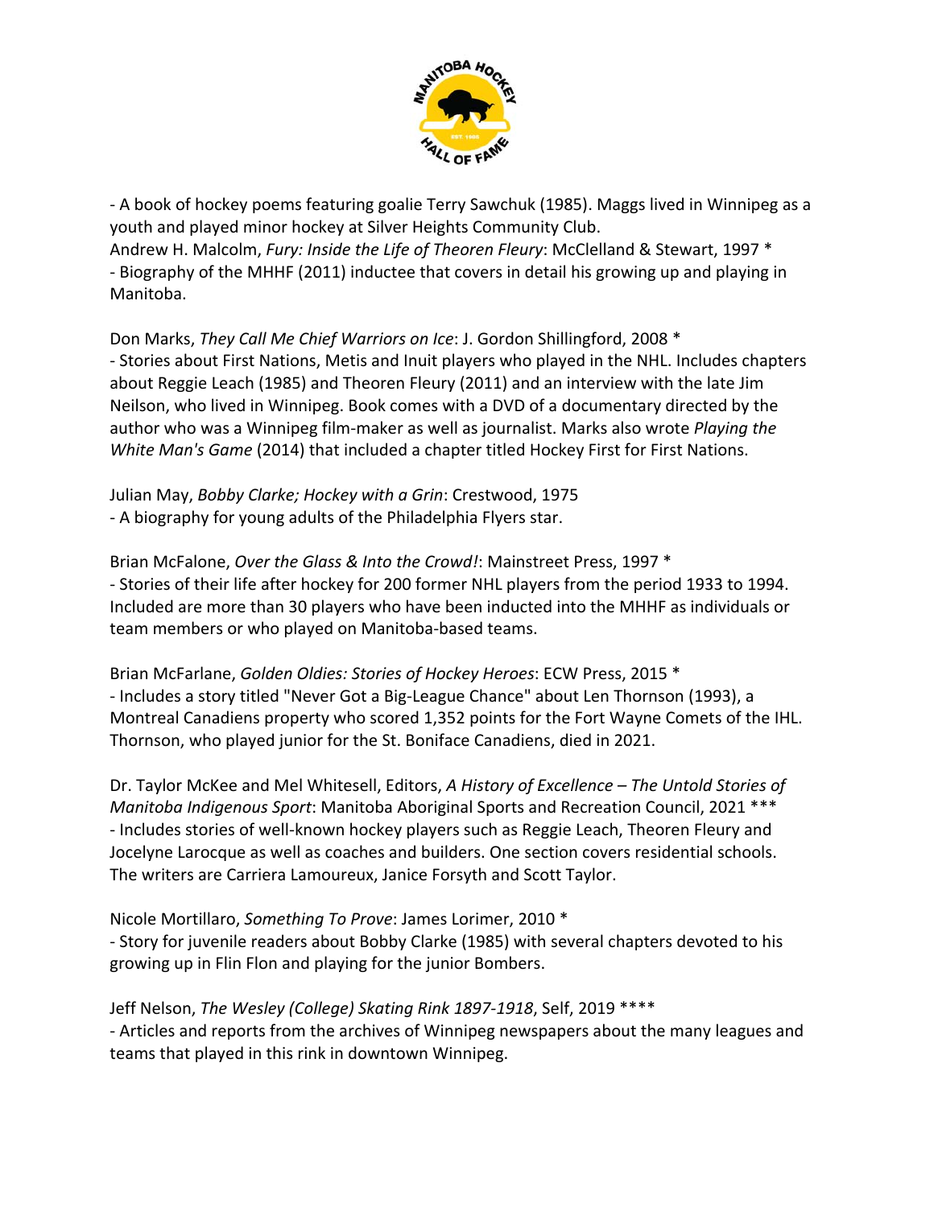- A book of hockey poems featuring goalie Terry Sawchuk (1985). Maggs lived in Winnipeg as a youth and played minor hockey at Silver Heights Community Club.

Andrew H. Malcolm, *Fury: Inside the Life of Theoren Fleury*: McClelland & Stewart, 1997 *
- Biography of the MHHF (2011) inductee that covers in detail his growing up and playing in Manitoba.

Don Marks, *They Call Me Chief Warriors on Ice*: J. Gordon Shillingford, 2008 *
- Stories about First Nations, Metis and Inuit players who played in the NHL. Includes chapters about Reggie Leach (1985) and Theoren Fleury (2011) and an interview with the late Jim Neilson, who lived in Winnipeg. Book comes with a DVD of a documentary directed by the author who was a Winnipeg film-maker as well as journalist. Marks also wrote *Playing the White Man's Game* (2014) that included a chapter titled Hockey First for First Nations.

Julian May, *Bobby Clarke; Hockey with a Grin*: Crestwood, 1975
- A biography for young adults of the Philadelphia Flyers star.

Brian McFalone, *Over the Glass & Into the Crowd!*: Mainstreet Press, 1997 *
- Stories of their life after hockey for 200 former NHL players from the period 1933 to 1994. Included are more than 30 players who have been inducted into the MHHF as individuals or team members or who played on Manitoba-based teams.

Brian McFarlane, *Golden Oldies: Stories of Hockey Heroes*: ECW Press, 2015 *
- Includes a story titled "Never Got a Big-League Chance" about Len Thornson (1993), a Montreal Canadiens property who scored 1,352 points for the Fort Wayne Comets of the IHL. Thornson, who played junior for the St. Boniface Canadiens, died in 2021.

Dr. Taylor McKee and Mel Whitesell, Editors, *A History of Excellence – The Untold Stories of Manitoba Indigenous Sport*: Manitoba Aboriginal Sports and Recreation Council, 2021 ***
- Includes stories of well-known hockey players such as Reggie Leach, Theoren Fleury and Jocelyne Larocque as well as coaches and builders. One section covers residential schools. The writers are Carriera Lamoureux, Janice Forsyth and Scott Taylor.

Nicole Mortillaro, *Something To Prove*: James Lorimer, 2010 *
- Story for juvenile readers about Bobby Clarke (1985) with several chapters devoted to his growing up in Flin Flon and playing for the junior Bombers.

Jeff Nelson, *The Wesley (College) Skating Rink 1897-1918*, Self, 2019 ****
- Articles and reports from the archives of Winnipeg newspapers about the many leagues and teams that played in this rink in downtown Winnipeg.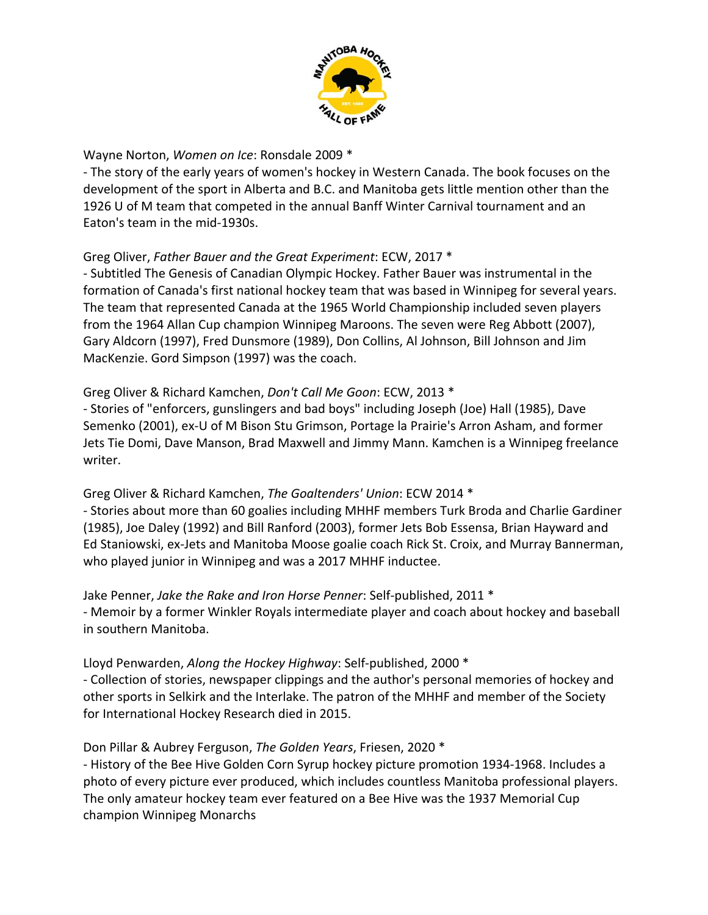Wayne Norton, *Women on Ice*: Ronsdale 2009 *
- The story of the early years of women's hockey in Western Canada. The book focuses on the development of the sport in Alberta and B.C. and Manitoba gets little mention other than the 1926 U of M team that competed in the annual Banff Winter Carnival tournament and an Eaton's team in the mid-1930s.

Greg Oliver, *Father Bauer and the Great Experiment*: ECW, 2017 *
- Subtitled The Genesis of Canadian Olympic Hockey. Father Bauer was instrumental in the formation of Canada's first national hockey team that was based in Winnipeg for several years. The team that represented Canada at the 1965 World Championship included seven players from the 1964 Allan Cup champion Winnipeg Maroons. The seven were Reg Abbott (2007), Gary Aldcorn (1997), Fred Dunsmore (1989), Don Collins, Al Johnson, Bill Johnson and Jim MacKenzie. Gord Simpson (1997) was the coach.

Greg Oliver & Richard Kamchen, *Don't Call Me Goon*: ECW, 2013 *
- Stories of "enforcers, gunslingers and bad boys" including Joseph (Joe) Hall (1985), Dave Semenko (2001), ex-U of M Bison Stu Grimson, Portage la Prairie's Arron Asham, and former Jets Tie Domi, Dave Manson, Brad Maxwell and Jimmy Mann. Kamchen is a Winnipeg freelance writer.

Greg Oliver & Richard Kamchen, *The Goaltenders' Union*: ECW 2014 *
- Stories about more than 60 goalies including MHHF members Turk Broda and Charlie Gardiner (1985), Joe Daley (1992) and Bill Ranford (2003), former Jets Bob Essensa, Brian Hayward and Ed Staniowski, ex-Jets and Manitoba Moose goalie coach Rick St. Croix, and Murray Bannerman, who played junior in Winnipeg and was a 2017 MHHF inductee.

Jake Penner, *Jake the Rake and Iron Horse Penner*: Self-published, 2011 *
- Memoir by a former Winkler Royals intermediate player and coach about hockey and baseball in southern Manitoba.

Lloyd Penwarden, *Along the Hockey Highway*: Self-published, 2000 *
- Collection of stories, newspaper clippings and the author's personal memories of hockey and other sports in Selkirk and the Interlake. The patron of the MHHF and member of the Society for International Hockey Research died in 2015.

Don Pillar & Aubrey Ferguson, *The Golden Years*, Friesen, 2020 *
- History of the Bee Hive Golden Corn Syrup hockey picture promotion 1934-1968. Includes a photo of every picture ever produced, which includes countless Manitoba professional players. The only amateur hockey team ever featured on a Bee Hive was the 1937 Memorial Cup champion Winnipeg Monarchs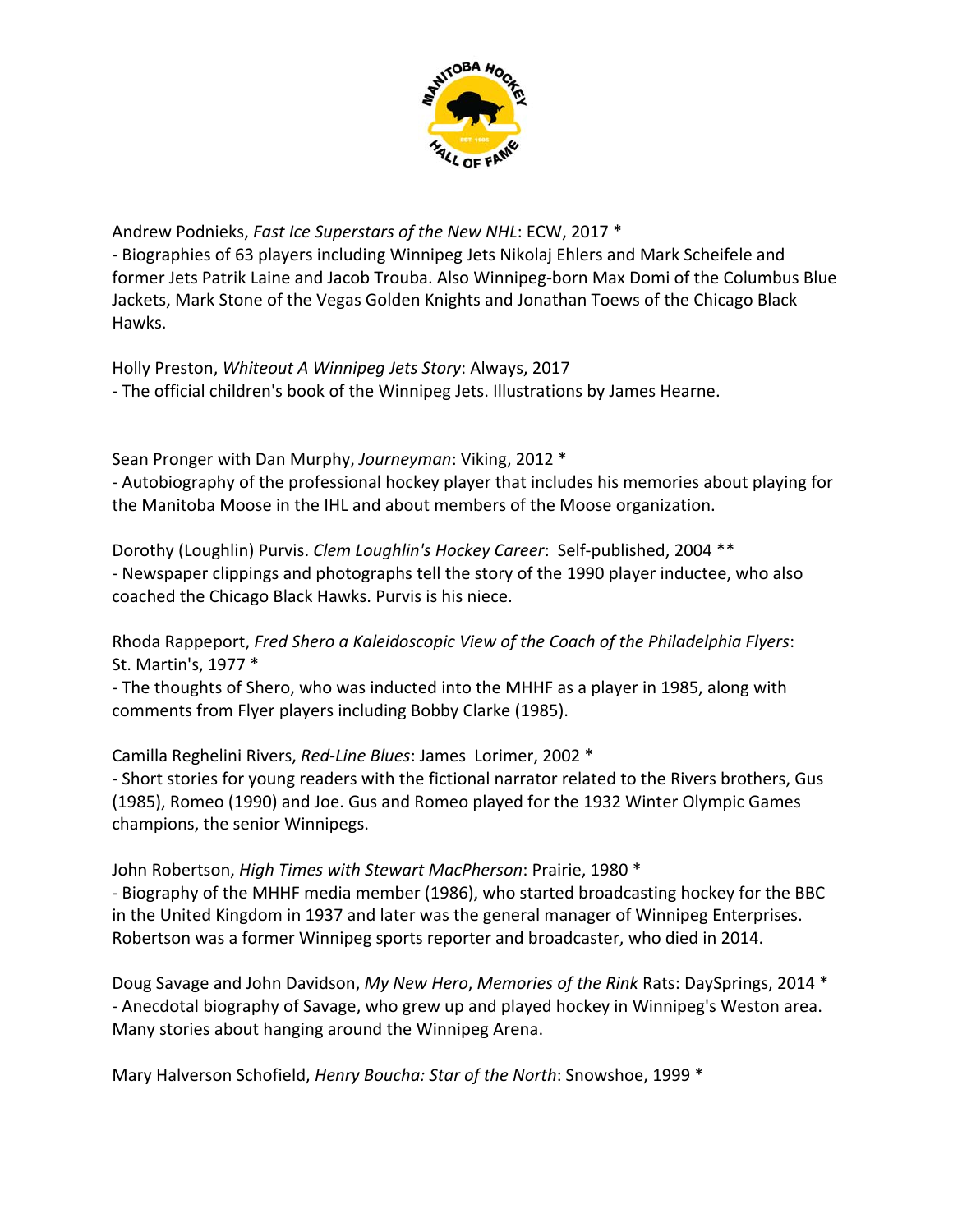Andrew Podnieks, *Fast Ice Superstars of the New NHL*: ECW, 2017 *
- Biographies of 63 players including Winnipeg Jets Nikolaj Ehlers and Mark Scheifele and former Jets Patrik Laine and Jacob Trouba. Also Winnipeg-born Max Domi of the Columbus Blue Jackets, Mark Stone of the Vegas Golden Knights and Jonathan Toews of the Chicago Black Hawks.

Holly Preston, *Whiteout A Winnipeg Jets Story*: Always, 2017
- The official children's book of the Winnipeg Jets. Illustrations by James Hearne.

Sean Pronger with Dan Murphy, *Journeyman*: Viking, 2012 *
- Autobiography of the professional hockey player that includes his memories about playing for the Manitoba Moose in the IHL and about members of the Moose organization.

Dorothy (Loughlin) Purvis. *Clem Loughlin's Hockey Career*: Self-published, 2004 **
- Newspaper clippings and photographs tell the story of the 1990 player inductee, who also coached the Chicago Black Hawks. Purvis is his niece.

Rhoda Rappeport, *Fred Shero a Kaleidoscopic View of the Coach of the Philadelphia Flyers*: St. Martin's, 1977 *
- The thoughts of Shero, who was inducted into the MHHF as a player in 1985, along with comments from Flyer players including Bobby Clarke (1985).

Camilla Reghelini Rivers, *Red-Line Blues*: James Lorimer, 2002 *
- Short stories for young readers with the fictional narrator related to the Rivers brothers, Gus (1985), Romeo (1990) and Joe. Gus and Romeo played for the 1932 Winter Olympic Games champions, the senior Winnipegs.

John Robertson, *High Times with Stewart MacPherson*: Prairie, 1980 *
- Biography of the MHHF media member (1986), who started broadcasting hockey for the BBC in the United Kingdom in 1937 and later was the general manager of Winnipeg Enterprises. Robertson was a former Winnipeg sports reporter and broadcaster, who died in 2014.

Doug Savage and John Davidson, *My New Hero*, *Memories of the Rink* Rats: DaySprings, 2014 *
- Anecdotal biography of Savage, who grew up and played hockey in Winnipeg's Weston area. Many stories about hanging around the Winnipeg Arena.

Mary Halverson Schofield, *Henry Boucha: Star of the North*: Snowshoe, 1999 *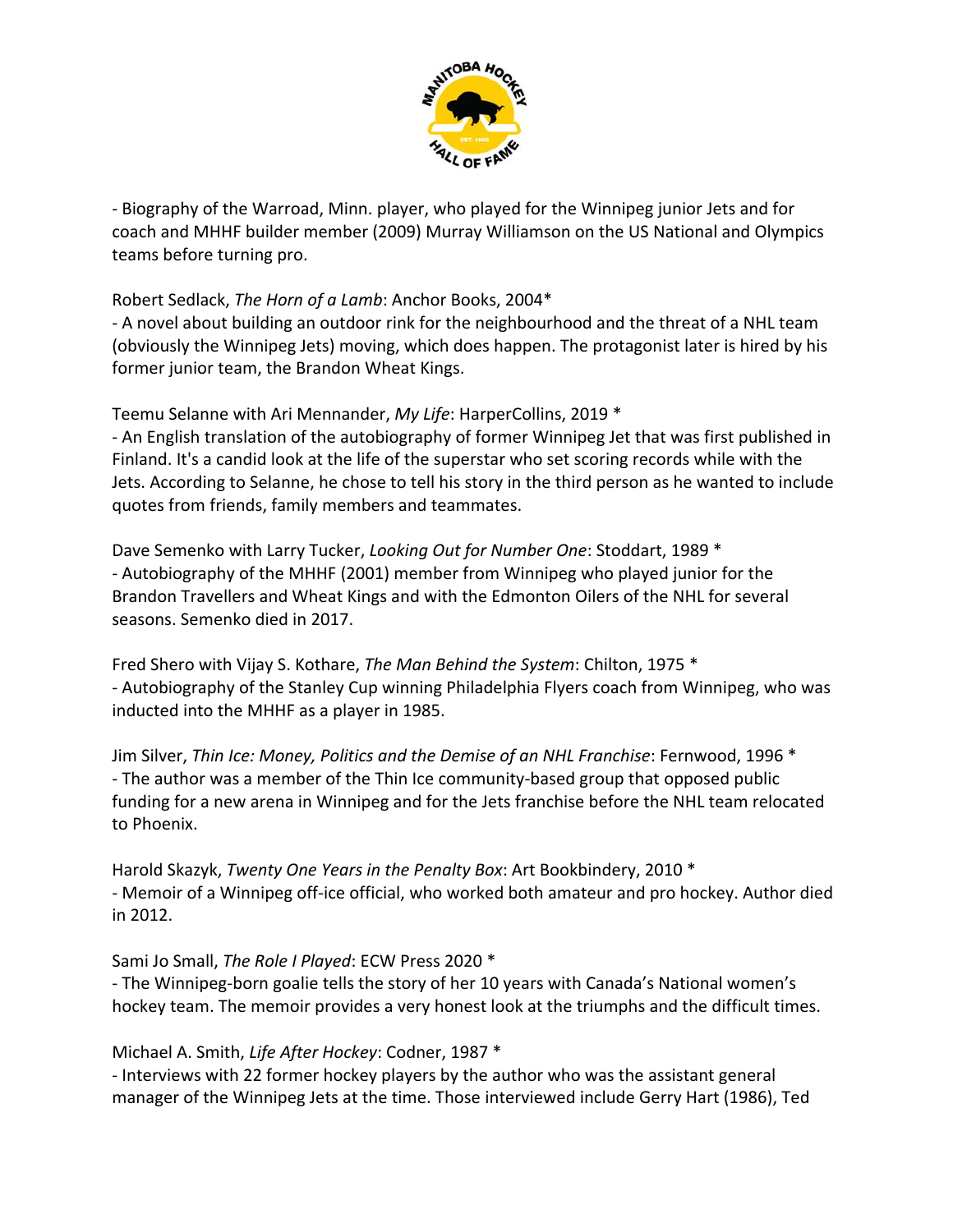- Biography of the Warroad, Minn. player, who played for the Winnipeg junior Jets and for coach and MHHF builder member (2009) Murray Williamson on the US National and Olympics teams before turning pro.

Robert Sedlack, *The Horn of a Lamb*: Anchor Books, 2004*

- A novel about building an outdoor rink for the neighbourhood and the threat of a NHL team (obviously the Winnipeg Jets) moving, which does happen. The protagonist later is hired by his former junior team, the Brandon Wheat Kings.

Teemu Selanne with Ari Mennander, *My Life*: HarperCollins, 2019 *

- An English translation of the autobiography of former Winnipeg Jet that was first published in Finland. It's a candid look at the life of the superstar who set scoring records while with the Jets. According to Selanne, he chose to tell his story in the third person as he wanted to include quotes from friends, family members and teammates.

Dave Semenko with Larry Tucker, *Looking Out for Number One*: Stoddart, 1989 *

- Autobiography of the MHHF (2001) member from Winnipeg who played junior for the Brandon Travellers and Wheat Kings and with the Edmonton Oilers of the NHL for several seasons. Semenko died in 2017.

Fred Shero with Vijay S. Kothare, *The Man Behind the System*: Chilton, 1975 *

- Autobiography of the Stanley Cup winning Philadelphia Flyers coach from Winnipeg, who was inducted into the MHHF as a player in 1985.

Jim Silver, *Thin Ice: Money, Politics and the Demise of an NHL Franchise*: Fernwood, 1996 *

- The author was a member of the Thin Ice community-based group that opposed public funding for a new arena in Winnipeg and for the Jets franchise before the NHL team relocated to Phoenix.

Harold Skazyk, *Twenty One Years in the Penalty Box*: Art Bookbindery, 2010 *

- Memoir of a Winnipeg off-ice official, who worked both amateur and pro hockey. Author died in 2012.

Sami Jo Small, *The Role I Played*: ECW Press 2020 *

- The Winnipeg-born goalie tells the story of her 10 years with Canada's National women's hockey team. The memoir provides a very honest look at the triumphs and the difficult times.

Michael A. Smith, *Life After Hockey*: Codner, 1987 *

- Interviews with 22 former hockey players by the author who was the assistant general manager of the Winnipeg Jets at the time. Those interviewed include Gerry Hart (1986), Ted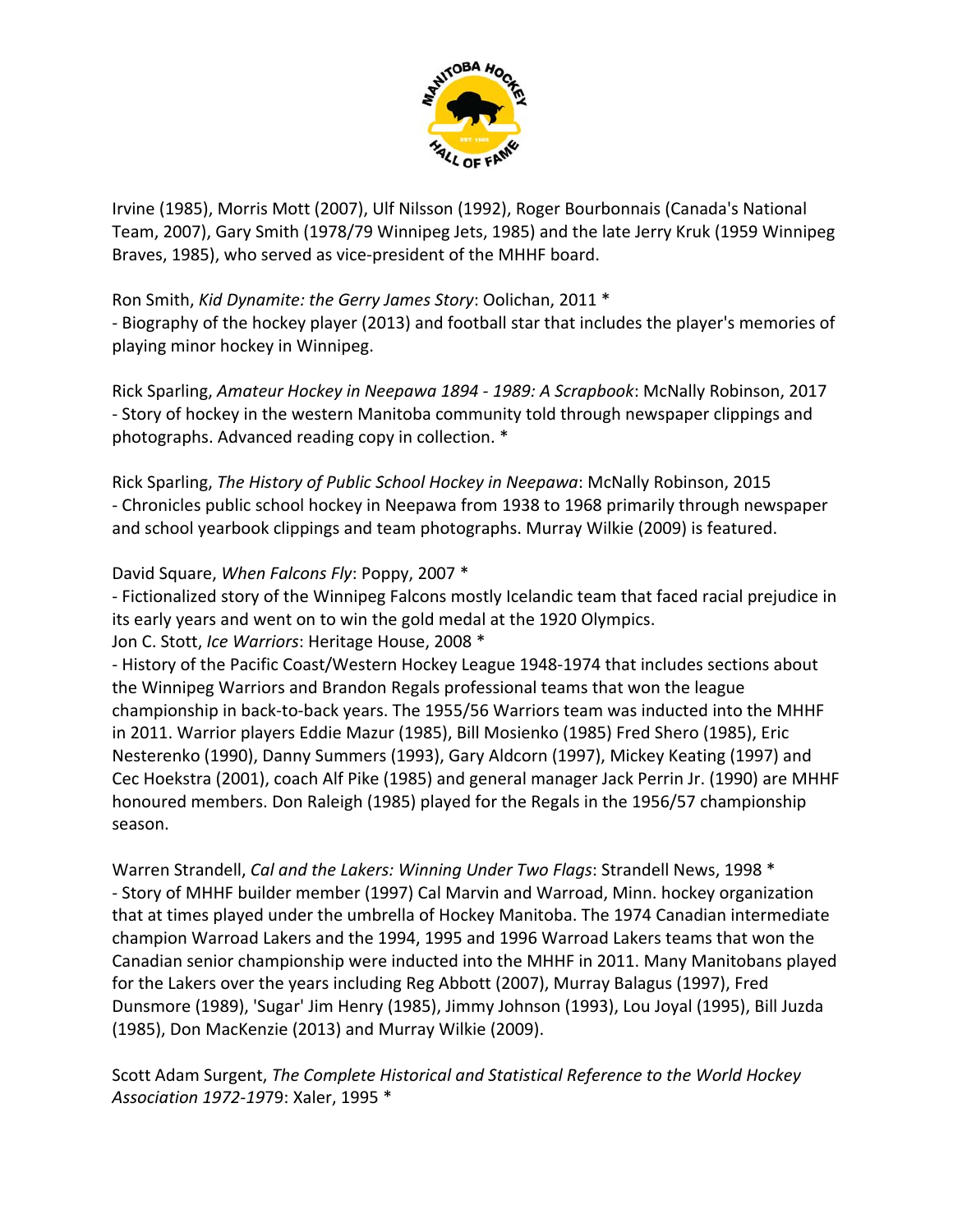Irvine (1985), Morris Mott (2007), Ulf Nilsson (1992), Roger Bourbonnais (Canada's National Team, 2007), Gary Smith (1978/79 Winnipeg Jets, 1985) and the late Jerry Kruk (1959 Winnipeg Braves, 1985), who served as vice-president of the MHHF board.

Ron Smith, *Kid Dynamite: the Gerry James Story*: Oolichan, 2011 *
- Biography of the hockey player (2013) and football star that includes the player's memories of playing minor hockey in Winnipeg.

Rick Sparling, *Amateur Hockey in Neepawa 1894 - 1989: A Scrapbook*: McNally Robinson, 2017
- Story of hockey in the western Manitoba community told through newspaper clippings and photographs. Advanced reading copy in collection. *

Rick Sparling, *The History of Public School Hockey in Neepawa*: McNally Robinson, 2015
- Chronicles public school hockey in Neepawa from 1938 to 1968 primarily through newspaper and school yearbook clippings and team photographs. Murray Wilkie (2009) is featured.

David Square, *When Falcons Fly*: Poppy, 2007 *
- Fictionalized story of the Winnipeg Falcons mostly Icelandic team that faced racial prejudice in its early years and went on to win the gold medal at the 1920 Olympics.

Jon C. Stott, *Ice Warriors*: Heritage House, 2008 *
- History of the Pacific Coast/Western Hockey League 1948-1974 that includes sections about the Winnipeg Warriors and Brandon Regals professional teams that won the league championship in back-to-back years. The 1955/56 Warriors team was inducted into the MHHF in 2011. Warrior players Eddie Mazur (1985), Bill Mosienko (1985) Fred Shero (1985), Eric Nesterenko (1990), Danny Summers (1993), Gary Aldcorn (1997), Mickey Keating (1997) and Cec Hoekstra (2001), coach Alf Pike (1985) and general manager Jack Perrin Jr. (1990) are MHHF honoured members. Don Raleigh (1985) played for the Regals in the 1956/57 championship season.

Warren Strandell, *Cal and the Lakers: Winning Under Two Flags*: Strandell News, 1998 *
- Story of MHHF builder member (1997) Cal Marvin and Warroad, Minn. hockey organization that at times played under the umbrella of Hockey Manitoba. The 1974 Canadian intermediate champion Warroad Lakers and the 1994, 1995 and 1996 Warroad Lakers teams that won the Canadian senior championship were inducted into the MHHF in 2011. Many Manitobans played for the Lakers over the years including Reg Abbott (2007), Murray Balagus (1997), Fred Dunsmore (1989), 'Sugar' Jim Henry (1985), Jimmy Johnson (1993), Lou Joyal (1995), Bill Juzda (1985), Don MacKenzie (2013) and Murray Wilkie (2009).

Scott Adam Surgent, *The Complete Historical and Statistical Reference to the World Hockey Association 1972-19*79: Xaler, 1995 *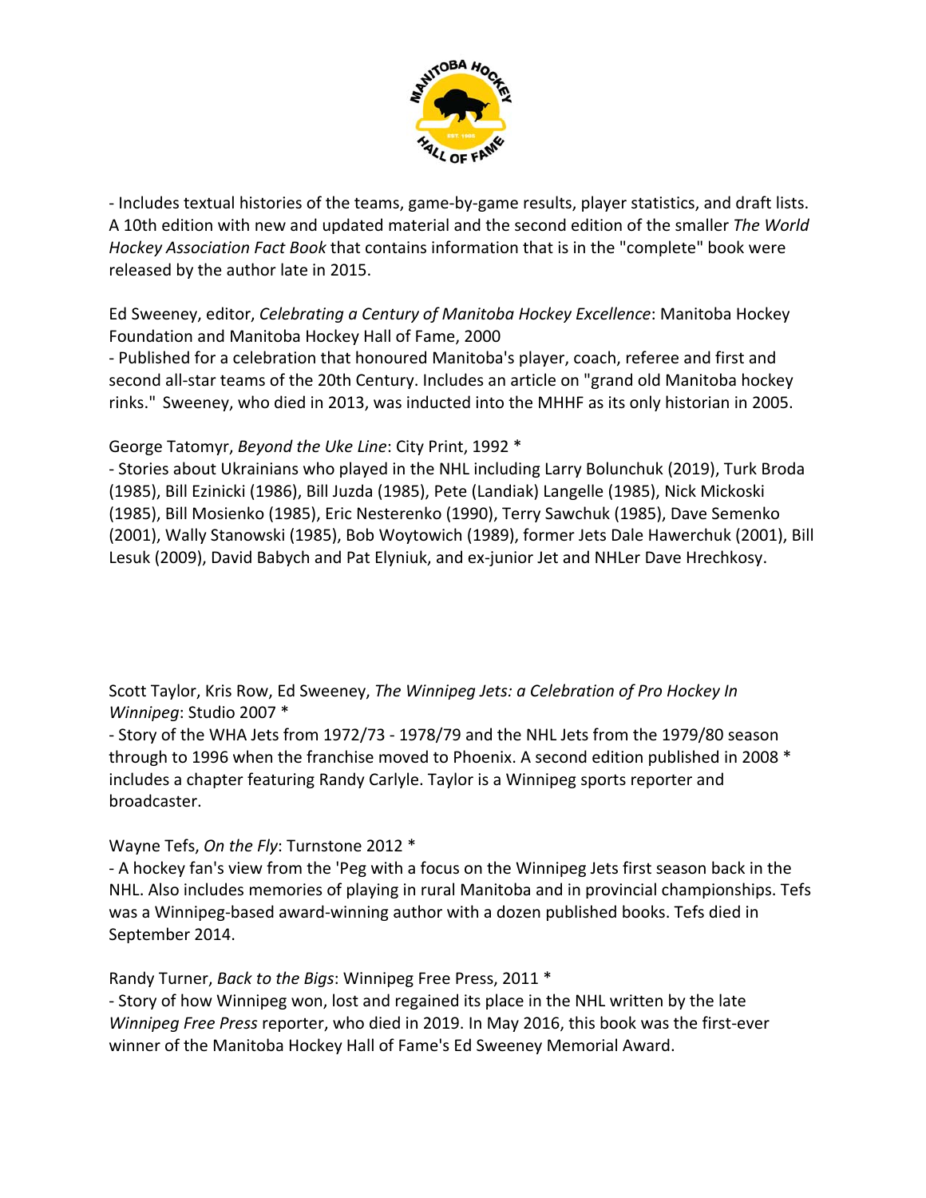- Includes textual histories of the teams, game-by-game results, player statistics, and draft lists. A 10th edition with new and updated material and the second edition of the smaller *The World Hockey Association Fact Book* that contains information that is in the "complete" book were released by the author late in 2015.

Ed Sweeney, editor, *Celebrating a Century of Manitoba Hockey Excellence*: Manitoba Hockey Foundation and Manitoba Hockey Hall of Fame, 2000
- Published for a celebration that honoured Manitoba's player, coach, referee and first and second all-star teams of the 20th Century. Includes an article on "grand old Manitoba hockey rinks." Sweeney, who died in 2013, was inducted into the MHHF as its only historian in 2005.

George Tatomyr, *Beyond the Uke Line*: City Print, 1992 *
- Stories about Ukrainians who played in the NHL including Larry Bolunchuk (2019), Turk Broda (1985), Bill Ezinicki (1986), Bill Juzda (1985), Pete (Landiak) Langelle (1985), Nick Mickoski (1985), Bill Mosienko (1985), Eric Nesterenko (1990), Terry Sawchuk (1985), Dave Semenko (2001), Wally Stanowski (1985), Bob Woytowich (1989), former Jets Dale Hawerchuk (2001), Bill Lesuk (2009), David Babych and Pat Elyniuk, and ex-junior Jet and NHLer Dave Hrechkosy.

Scott Taylor, Kris Row, Ed Sweeney, *The Winnipeg Jets: a Celebration of Pro Hockey In Winnipeg*: Studio 2007 *
- Story of the WHA Jets from 1972/73 - 1978/79 and the NHL Jets from the 1979/80 season through to 1996 when the franchise moved to Phoenix. A second edition published in 2008 * includes a chapter featuring Randy Carlyle. Taylor is a Winnipeg sports reporter and broadcaster.

Wayne Tefs, *On the Fly*: Turnstone 2012 *
- A hockey fan's view from the 'Peg with a focus on the Winnipeg Jets first season back in the NHL. Also includes memories of playing in rural Manitoba and in provincial championships. Tefs was a Winnipeg-based award-winning author with a dozen published books. Tefs died in September 2014.

Randy Turner, *Back to the Bigs*: Winnipeg Free Press, 2011 *
- Story of how Winnipeg won, lost and regained its place in the NHL written by the late *Winnipeg Free Press* reporter, who died in 2019. In May 2016, this book was the first-ever winner of the Manitoba Hockey Hall of Fame's Ed Sweeney Memorial Award.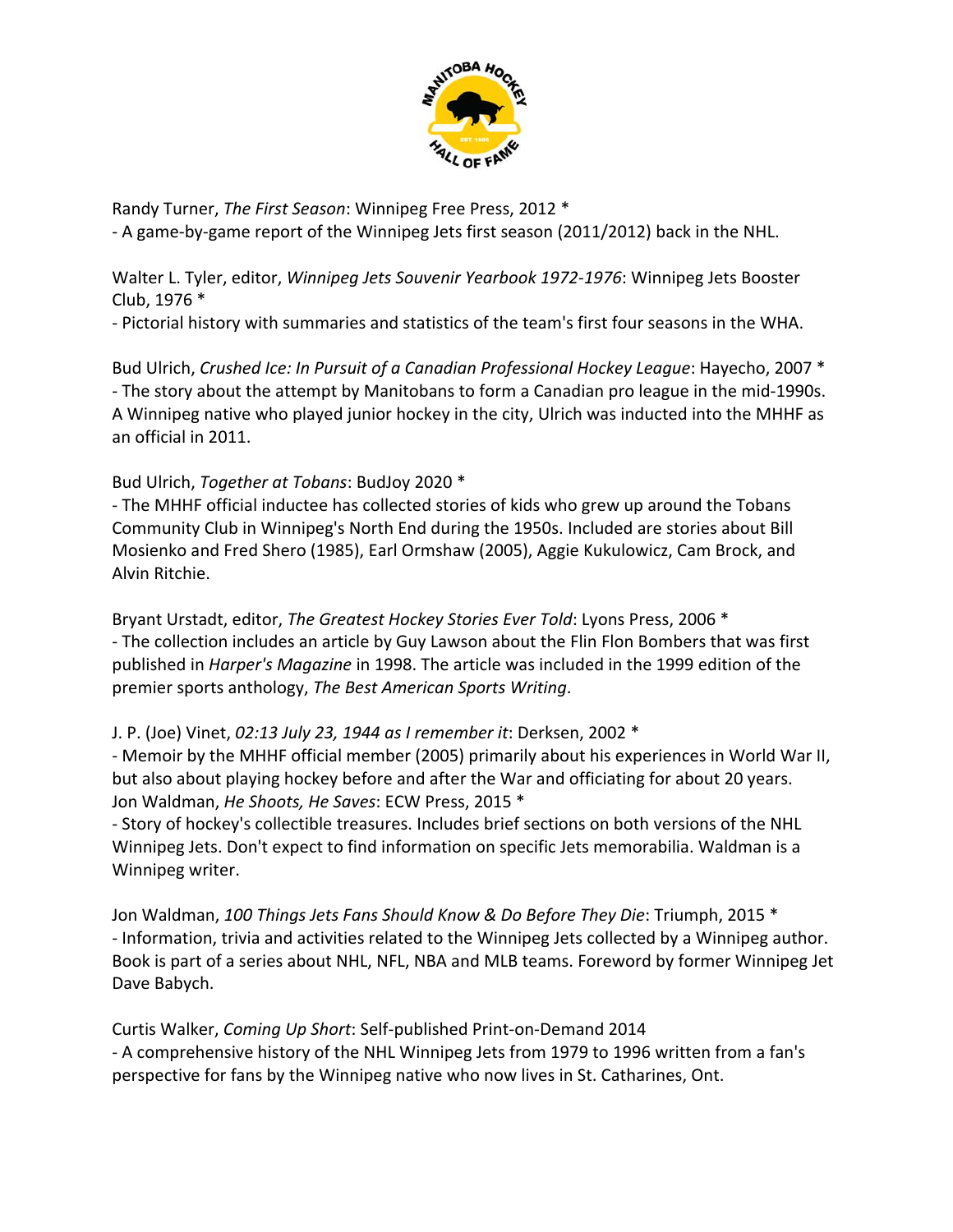Randy Turner, *The First Season*: Winnipeg Free Press, 2012 *
- A game-by-game report of the Winnipeg Jets first season (2011/2012) back in the NHL.

Walter L. Tyler, editor, *Winnipeg Jets Souvenir Yearbook 1972-1976*: Winnipeg Jets Booster Club, 1976 *
- Pictorial history with summaries and statistics of the team's first four seasons in the WHA.

Bud Ulrich, *Crushed Ice: In Pursuit of a Canadian Professional Hockey League*: Hayecho, 2007 *
- The story about the attempt by Manitobans to form a Canadian pro league in the mid-1990s. A Winnipeg native who played junior hockey in the city, Ulrich was inducted into the MHHF as an official in 2011.

Bud Ulrich, *Together at Tobans*: BudJoy 2020 *
- The MHHF official inductee has collected stories of kids who grew up around the Tobans Community Club in Winnipeg's North End during the 1950s. Included are stories about Bill Mosienko and Fred Shero (1985), Earl Ormshaw (2005), Aggie Kukulowicz, Cam Brock, and Alvin Ritchie.

Bryant Urstadt, editor, *The Greatest Hockey Stories Ever Told*: Lyons Press, 2006 *
- The collection includes an article by Guy Lawson about the Flin Flon Bombers that was first published in *Harper's Magazine* in 1998. The article was included in the 1999 edition of the premier sports anthology, *The Best American Sports Writing*.

J. P. (Joe) Vinet, *02:13 July 23, 1944 as I remember it*: Derksen, 2002 *
- Memoir by the MHHF official member (2005) primarily about his experiences in World War II, but also about playing hockey before and after the War and officiating for about 20 years.

Jon Waldman, *He Shoots, He Saves*: ECW Press, 2015 *
- Story of hockey's collectible treasures. Includes brief sections on both versions of the NHL Winnipeg Jets. Don't expect to find information on specific Jets memorabilia. Waldman is a Winnipeg writer.

Jon Waldman, *100 Things Jets Fans Should Know & Do Before They Die*: Triumph, 2015 *
- Information, trivia and activities related to the Winnipeg Jets collected by a Winnipeg author. Book is part of a series about NHL, NFL, NBA and MLB teams. Foreword by former Winnipeg Jet Dave Babych.

Curtis Walker, *Coming Up Short*: Self-published Print-on-Demand 2014
- A comprehensive history of the NHL Winnipeg Jets from 1979 to 1996 written from a fan's perspective for fans by the Winnipeg native who now lives in St. Catharines, Ont.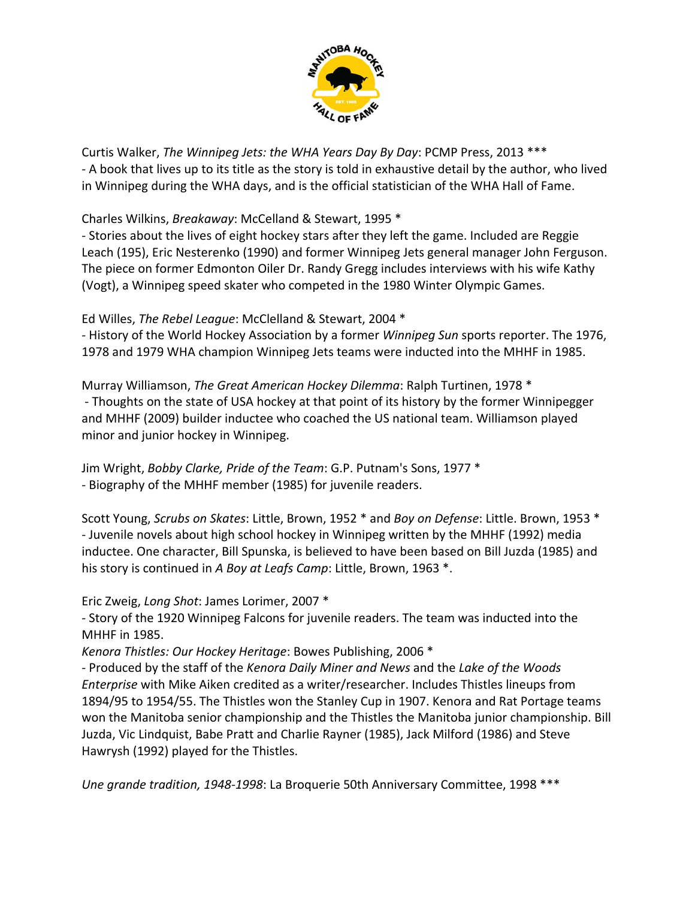Curtis Walker, *The Winnipeg Jets: the WHA Years Day By Day*: PCMP Press, 2013 ***
- A book that lives up to its title as the story is told in exhaustive detail by the author, who lived in Winnipeg during the WHA days, and is the official statistician of the WHA Hall of Fame.

Charles Wilkins, *Breakaway*: McCelland & Stewart, 1995 *
- Stories about the lives of eight hockey stars after they left the game. Included are Reggie Leach (195), Eric Nesterenko (1990) and former Winnipeg Jets general manager John Ferguson. The piece on former Edmonton Oiler Dr. Randy Gregg includes interviews with his wife Kathy (Vogt), a Winnipeg speed skater who competed in the 1980 Winter Olympic Games.

Ed Willes, *The Rebel League*: McClelland & Stewart, 2004 *
- History of the World Hockey Association by a former *Winnipeg Sun* sports reporter. The 1976, 1978 and 1979 WHA champion Winnipeg Jets teams were inducted into the MHHF in 1985.

Murray Williamson, *The Great American Hockey Dilemma*: Ralph Turtinen, 1978 *
- Thoughts on the state of USA hockey at that point of its history by the former Winnipegger and MHHF (2009) builder inductee who coached the US national team. Williamson played minor and junior hockey in Winnipeg.

Jim Wright, *Bobby Clarke, Pride of the Team*: G.P. Putnam's Sons, 1977 *
- Biography of the MHHF member (1985) for juvenile readers.

Scott Young, *Scrubs on Skates*: Little, Brown, 1952 * and *Boy on Defense*: Little. Brown, 1953 *
- Juvenile novels about high school hockey in Winnipeg written by the MHHF (1992) media inductee. One character, Bill Spunska, is believed to have been based on Bill Juzda (1985) and his story is continued in *A Boy at Leafs Camp*: Little, Brown, 1963 *.

Eric Zweig, *Long Shot*: James Lorimer, 2007 *
- Story of the 1920 Winnipeg Falcons for juvenile readers. The team was inducted into the MHHF in 1985.

*Kenora Thistles: Our Hockey Heritage*: Bowes Publishing, 2006 *
- Produced by the staff of the *Kenora Daily Miner and News* and the *Lake of the Woods Enterprise* with Mike Aiken credited as a writer/researcher. Includes Thistles lineups from 1894/95 to 1954/55. The Thistles won the Stanley Cup in 1907. Kenora and Rat Portage teams won the Manitoba senior championship and the Thistles the Manitoba junior championship. Bill Juzda, Vic Lindquist, Babe Pratt and Charlie Rayner (1985), Jack Milford (1986) and Steve Hawrysh (1992) played for the Thistles.

*Une grande tradition, 1948-1998*: La Broquerie 50th Anniversary Committee, 1998 ***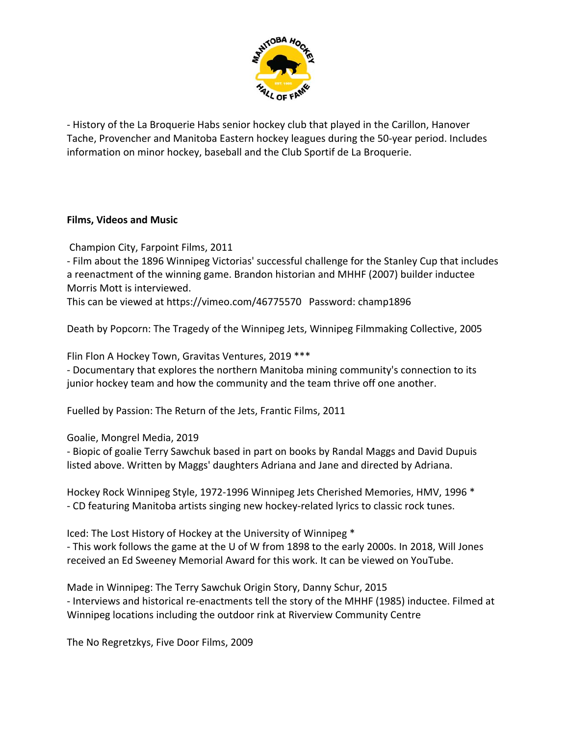- History of the La Broquerie Habs senior hockey club that played in the Carillon, Hanover Tache, Provencher and Manitoba Eastern hockey leagues during the 50-year period. Includes information on minor hockey, baseball and the Club Sportif de La Broquerie.

**Films, Videos and Music**

Champion City, Farpoint Films, 2011
- Film about the 1896 Winnipeg Victorias' successful challenge for the Stanley Cup that includes a reenactment of the winning game. Brandon historian and MHHF (2007) builder inductee Morris Mott is interviewed.
This can be viewed at https://vimeo.com/46775570 Password: champ1896

Death by Popcorn: The Tragedy of the Winnipeg Jets, Winnipeg Filmmaking Collective, 2005

Flin Flon A Hockey Town, Gravitas Ventures, 2019 ***
- Documentary that explores the northern Manitoba mining community's connection to its junior hockey team and how the community and the team thrive off one another.

Fuelled by Passion: The Return of the Jets, Frantic Films, 2011

Goalie, Mongrel Media, 2019
- Biopic of goalie Terry Sawchuk based in part on books by Randal Maggs and David Dupuis listed above. Written by Maggs' daughters Adriana and Jane and directed by Adriana.

Hockey Rock Winnipeg Style, 1972-1996 Winnipeg Jets Cherished Memories, HMV, 1996 *
- CD featuring Manitoba artists singing new hockey-related lyrics to classic rock tunes.

Iced: The Lost History of Hockey at the University of Winnipeg *
- This work follows the game at the U of W from 1898 to the early 2000s. In 2018, Will Jones received an Ed Sweeney Memorial Award for this work. It can be viewed on YouTube.

Made in Winnipeg: The Terry Sawchuk Origin Story, Danny Schur, 2015
- Interviews and historical re-enactments tell the story of the MHHF (1985) inductee. Filmed at Winnipeg locations including the outdoor rink at Riverview Community Centre

The No Regretzkys, Five Door Films, 2009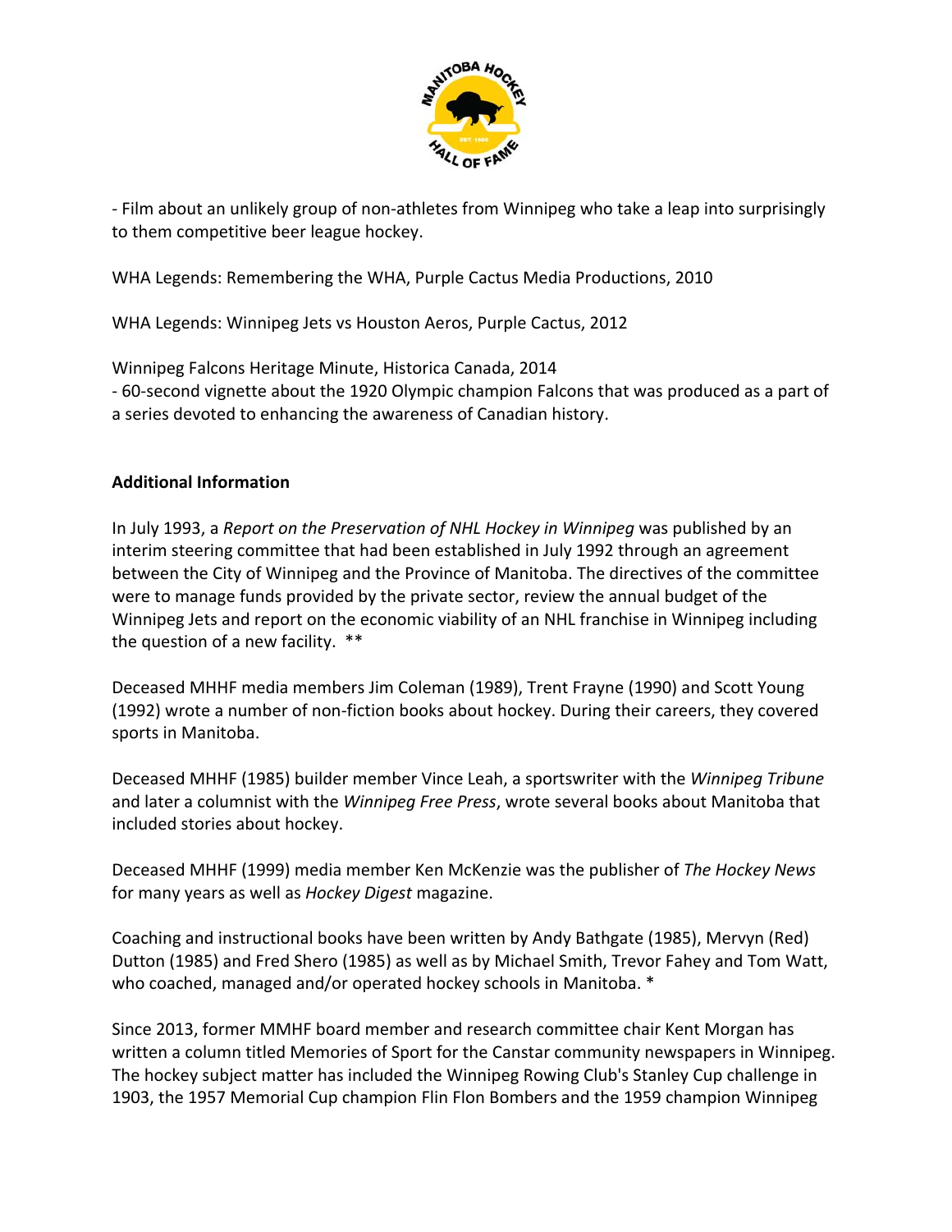- Film about an unlikely group of non-athletes from Winnipeg who take a leap into surprisingly to them competitive beer league hockey.

WHA Legends: Remembering the WHA, Purple Cactus Media Productions, 2010

WHA Legends: Winnipeg Jets vs Houston Aeros, Purple Cactus, 2012

Winnipeg Falcons Heritage Minute, Historica Canada, 2014
- 60-second vignette about the 1920 Olympic champion Falcons that was produced as a part of a series devoted to enhancing the awareness of Canadian history.

**Additional Information**

In July 1993, a *Report on the Preservation of NHL Hockey in Winnipeg* was published by an interim steering committee that had been established in July 1992 through an agreement between the City of Winnipeg and the Province of Manitoba. The directives of the committee were to manage funds provided by the private sector, review the annual budget of the Winnipeg Jets and report on the economic viability of an NHL franchise in Winnipeg including the question of a new facility. **

Deceased MHHF media members Jim Coleman (1989), Trent Frayne (1990) and Scott Young (1992) wrote a number of non-fiction books about hockey. During their careers, they covered sports in Manitoba.

Deceased MHHF (1985) builder member Vince Leah, a sportswriter with the *Winnipeg Tribune* and later a columnist with the *Winnipeg Free Press*, wrote several books about Manitoba that included stories about hockey.

Deceased MHHF (1999) media member Ken McKenzie was the publisher of *The Hockey News* for many years as well as *Hockey Digest* magazine.

Coaching and instructional books have been written by Andy Bathgate (1985), Mervyn (Red) Dutton (1985) and Fred Shero (1985) as well as by Michael Smith, Trevor Fahey and Tom Watt, who coached, managed and/or operated hockey schools in Manitoba. *

Since 2013, former MMHF board member and research committee chair Kent Morgan has written a column titled Memories of Sport for the Canstar community newspapers in Winnipeg. The hockey subject matter has included the Winnipeg Rowing Club's Stanley Cup challenge in 1903, the 1957 Memorial Cup champion Flin Flon Bombers and the 1959 champion Winnipeg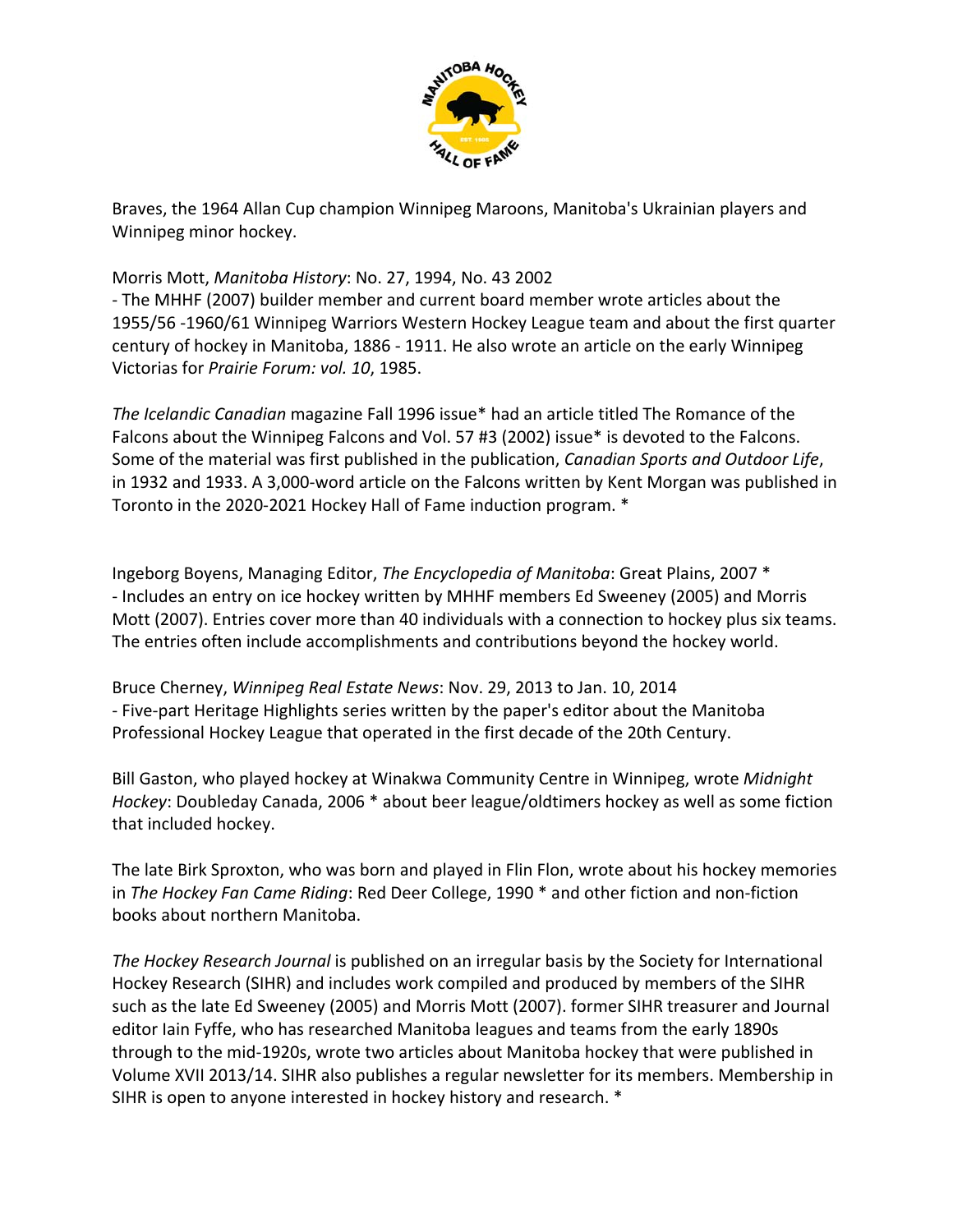Braves, the 1964 Allan Cup champion Winnipeg Maroons, Manitoba's Ukrainian players and Winnipeg minor hockey.

Morris Mott, *Manitoba History*: No. 27, 1994, No. 43 2002
- The MHHF (2007) builder member and current board member wrote articles about the 1955/56 -1960/61 Winnipeg Warriors Western Hockey League team and about the first quarter century of hockey in Manitoba, 1886 - 1911. He also wrote an article on the early Winnipeg Victorias for *Prairie Forum: vol. 10*, 1985.

*The Icelandic Canadian* magazine Fall 1996 issue* had an article titled The Romance of the Falcons about the Winnipeg Falcons and Vol. 57 #3 (2002) issue* is devoted to the Falcons. Some of the material was first published in the publication, *Canadian Sports and Outdoor Life*, in 1932 and 1933. A 3,000-word article on the Falcons written by Kent Morgan was published in Toronto in the 2020-2021 Hockey Hall of Fame induction program. *

Ingeborg Boyens, Managing Editor, *The Encyclopedia of Manitoba*: Great Plains, 2007 *
- Includes an entry on ice hockey written by MHHF members Ed Sweeney (2005) and Morris Mott (2007). Entries cover more than 40 individuals with a connection to hockey plus six teams. The entries often include accomplishments and contributions beyond the hockey world.

Bruce Cherney, *Winnipeg Real Estate News*: Nov. 29, 2013 to Jan. 10, 2014
- Five-part Heritage Highlights series written by the paper's editor about the Manitoba Professional Hockey League that operated in the first decade of the 20th Century.

Bill Gaston, who played hockey at Winakwa Community Centre in Winnipeg, wrote *Midnight Hockey*: Doubleday Canada, 2006 * about beer league/oldtimers hockey as well some fiction that included hockey.

The late Birk Sproxton, who was born and played in Flin Flon, wrote about his hockey memories in *The Hockey Fan Came Riding*: Red Deer College, 1990 * and other fiction and non-fiction books about northern Manitoba.

*The Hockey Research Journal* is published on an irregular basis by the Society for International Hockey Research (SIHR) and includes work compiled and produced by members of the SIHR such as the late Ed Sweeney (2005) and Morris Mott (2007). former SIHR treasurer and Journal editor Iain Fyffe, who has researched Manitoba leagues and teams from the early 1890s through to the mid-1920s, wrote two articles about Manitoba hockey that were published in Volume XVII 2013/14. SIHR also publishes a regular newsletter for its members. Membership in SIHR is open to anyone interested in hockey history and research. *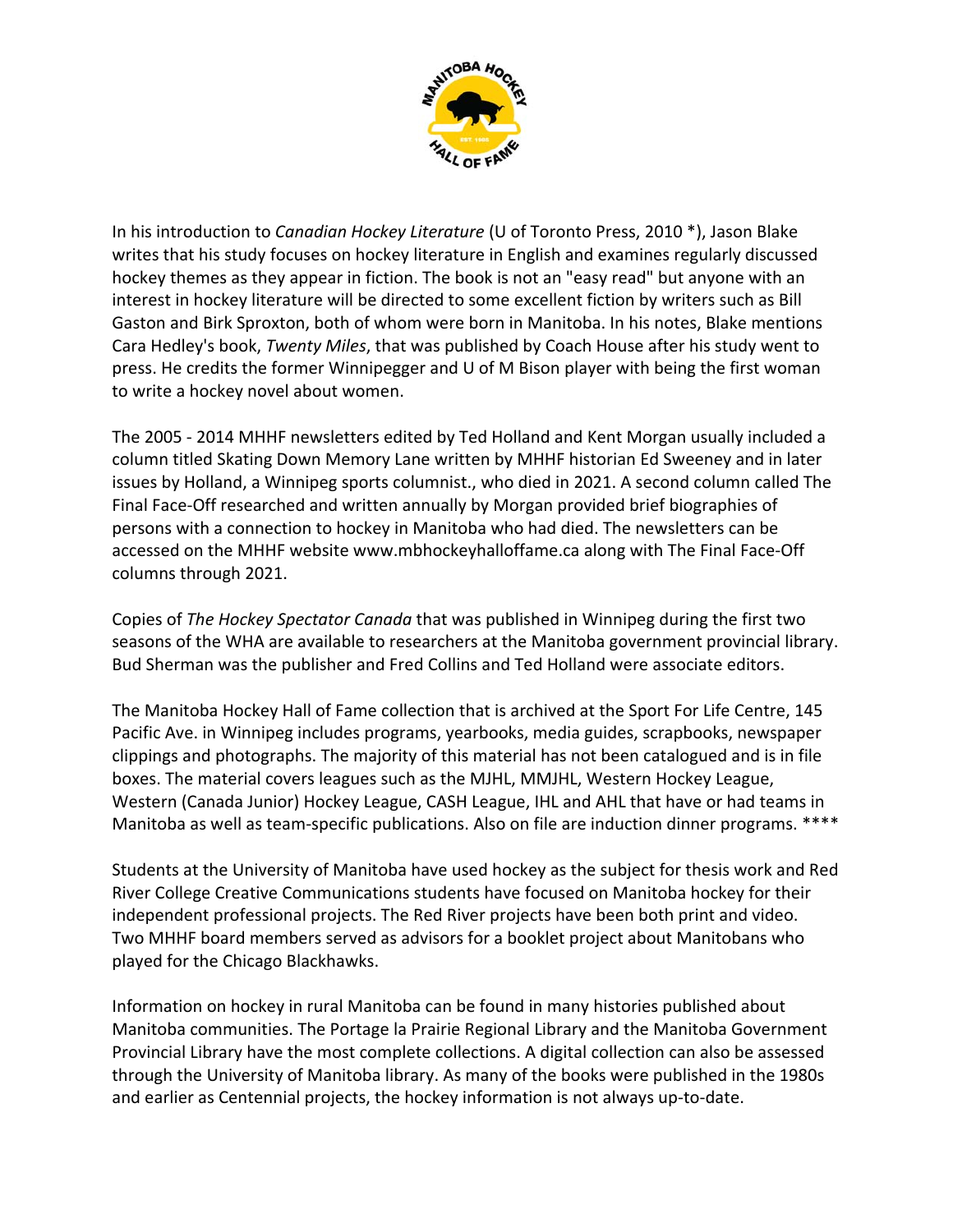In his introduction to *Canadian Hockey Literature* (U of Toronto Press, 2010 *), Jason Blake writes that his study focuses on hockey literature in English and examines regularly discussed hockey themes as they appear in fiction. The book is not an "easy read" but anyone with an interest in hockey literature will be directed to some excellent fiction by writers such as Bill Gaston and Birk Sproxton, both of whom were born in Manitoba. In his notes, Blake mentions Cara Hedley's book, *Twenty Miles*, that was published by Coach House after his study went to press. He credits the former Winnipegger and U of M Bison player with being the first woman to write a hockey novel about women.

The 2005 - 2014 MHHF newsletters edited by Ted Holland and Kent Morgan usually included a column titled Skating Down Memory Lane written by MHHF historian Ed Sweeney and in later issues by Holland, a Winnipeg sports columnist., who died in 2021. A second column called The Final Face-Off researched and written annually by Morgan provided brief biographies of persons with a connection to hockey in Manitoba who had died. The newsletters can be accessed on the MHHF website www.mbhockeyhalloffame.ca along with The Final Face-Off columns through 2021.

Copies of *The Hockey Spectator Canada* that was published in Winnipeg during the first two seasons of the WHA are available to researchers at the Manitoba government provincial library. Bud Sherman was the publisher and Fred Collins and Ted Holland were associate editors.

The Manitoba Hockey Hall of Fame collection that is archived at the Sport For Life Centre, 145 Pacific Ave. in Winnipeg includes programs, yearbooks, media guides, scrapbooks, newspaper clippings and photographs. The majority of this material has not been catalogued and is in file boxes. The material covers leagues such as the MJHL, MMJHL, Western Hockey League, Western (Canada Junior) Hockey League, CASH League, IHL and AHL that have or had teams in Manitoba as well as team-specific publications. Also on file are induction dinner programs. ****

Students at the University of Manitoba have used hockey as the subject for thesis work and Red River College Creative Communications students have focused on Manitoba hockey for their independent professional projects. The Red River projects have been both print and video. Two MHHF board members served as advisors for a booklet project about Manitobans who played for the Chicago Blackhawks.

Information on hockey in rural Manitoba can be found in many histories published about Manitoba communities. The Portage la Prairie Regional Library and the Manitoba Government Provincial Library have the most complete collections. A digital collection can also be assessed through the University of Manitoba library. As many of the books were published in the 1980s and earlier as Centennial projects, the hockey information is not always up-to-date.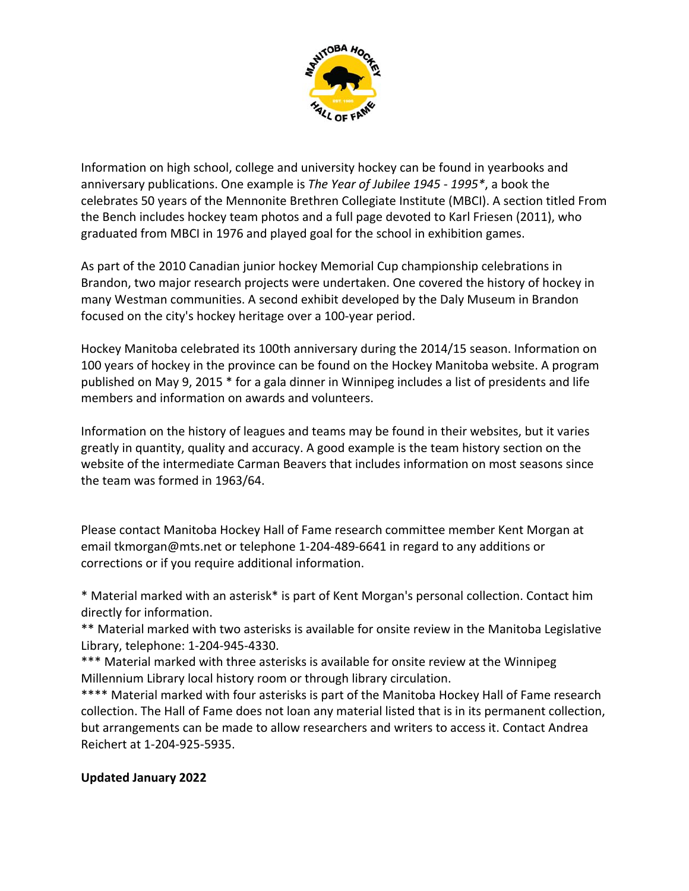Information on high school, college and university hockey can be found in yearbooks and anniversary publications. One example is *The Year of Jubilee 1945 - 1995**, a book the celebrates 50 years of the Mennonite Brethren Collegiate Institute (MBCI). A section titled From the Bench includes hockey team photos and a full page devoted to Karl Friesen (2011), who graduated from MBCI in 1976 and played goal for the school in exhibition games.

As part of the 2010 Canadian junior hockey Memorial Cup championship celebrations in Brandon, two major research projects were undertaken. One covered the history of hockey in many Westman communities. A second exhibit developed by the Daly Museum in Brandon focused on the city's hockey heritage over a 100-year period.

Hockey Manitoba celebrated its 100th anniversary during the 2014/15 season. Information on 100 years of hockey in the province can be found on the Hockey Manitoba website. A program published on May 9, 2015 * for a gala dinner in Winnipeg includes a list of presidents and life members and information on awards and volunteers.

Information on the history of leagues and teams may be found in their websites, but it varies greatly in quantity, quality and accuracy. A good example is the team history section on the website of the intermediate Carman Beavers that includes information on most seasons since the team was formed in 1963/64.

Please contact Manitoba Hockey Hall of Fame research committee member Kent Morgan at email tkmorgan@mts.net or telephone 1-204-489-6641 in regard to any additions or corrections or if you require additional information.

* Material marked with an asterisk* is part of Kent Morgan's personal collection. Contact him directly for information.

** Material marked with two asterisks is available for onsite review in the Manitoba Legislative Library, telephone: 1-204-945-4330.

*** Material marked with three asterisks is available for onsite review at the Winnipeg Millennium Library local history room or through library circulation.

**** Material marked with four asterisks is part of the Manitoba Hockey Hall of Fame research collection. The Hall of Fame does not loan any material listed that is in its permanent collection, but arrangements can be made to allow researchers and writers to access it. Contact Andrea Reichert at 1-204-925-5935.

**Updated January 2022**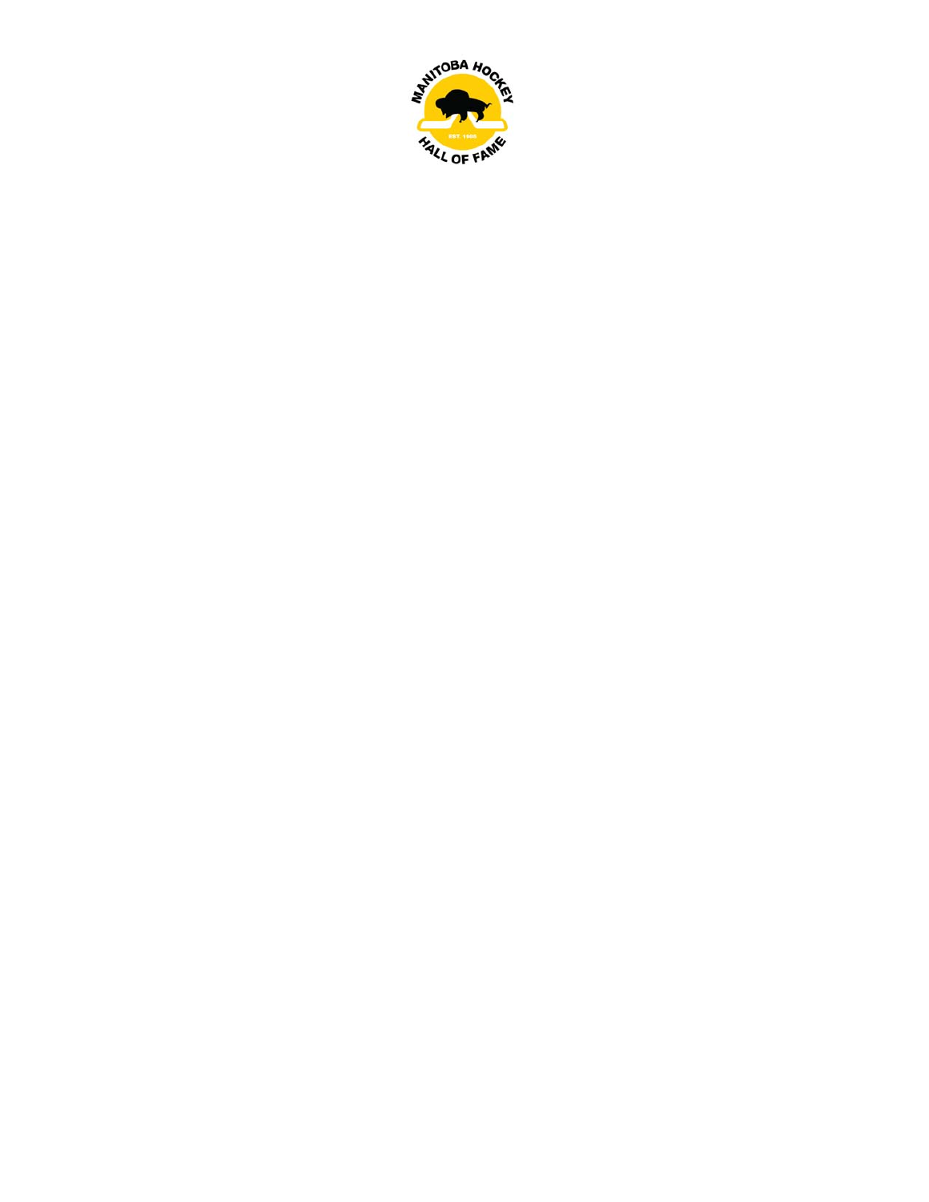MANITOBA HOCKEY HALL OF FAME

EST. 1985